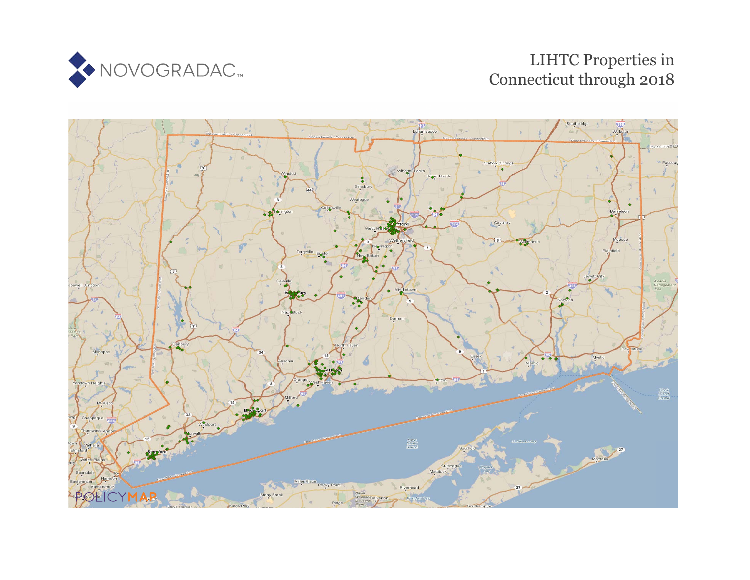NOVOGRADAC

# LIHTC Properties in Connecticut through 2018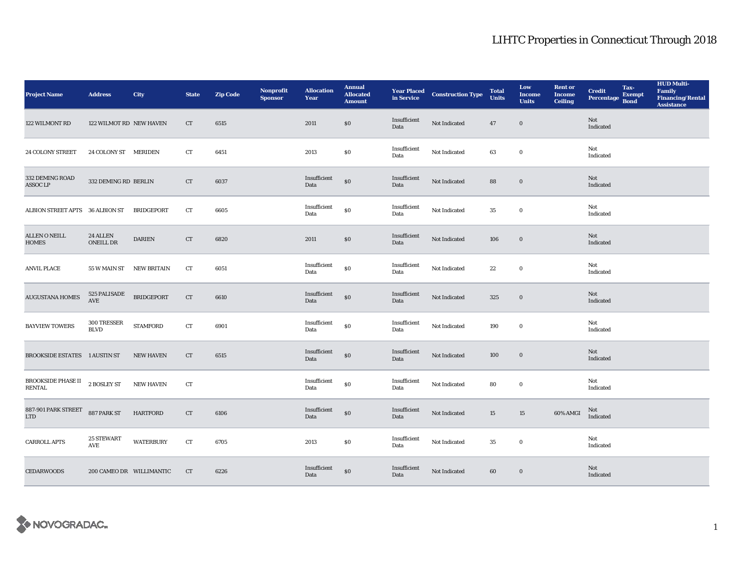# LIHTC Properties in Connecticut Through 2018

| Project Name | Address | City | State | Zip Code | Nonprofit Sponsor | Allocation Year | Annual Allocated Amount | Year Placed in Service | Construction Type | Total Units | Low Income Units | Rent or Income Ceiling | Credit Percentage | Tax-Exempt Bond | HUD Multi-Family Financing/Rental Assistance |
|---|---|---|---|---|---|---|---|---|---|---|---|---|---|---|---|
| 122 WILMONT RD | 122 WILMOT RD | NEW HAVEN | CT | 6515 | | 2011 | $0 | Insufficient Data | Not Indicated | 47 | 0 | | Not Indicated | | |
| 24 COLONY STREET | 24 COLONY ST | MERIDEN | CT | 6451 | | 2013 | $0 | Insufficient Data | Not Indicated | 63 | 0 | | Not Indicated | | |
| 332 DEMING ROAD ASSOC LP | 332 DEMING RD | BERLIN | CT | 6037 | | Insufficient Data | $0 | Insufficient Data | Not Indicated | 88 | 0 | | Not Indicated | | |
| ALBION STREET APTS | 36 ALBION ST | BRIDGEPORT | CT | 6605 | | Insufficient Data | $0 | Insufficient Data | Not Indicated | 35 | 0 | | Not Indicated | | |
| ALLEN O NEILL HOMES | 24 ALLEN ONEILL DR | DARIEN | CT | 6820 | | 2011 | $0 | Insufficient Data | Not Indicated | 106 | 0 | | Not Indicated | | |
| ANVIL PLACE | 55 W MAIN ST | NEW BRITAIN | CT | 6051 | | Insufficient Data | $0 | Insufficient Data | Not Indicated | 22 | 0 | | Not Indicated | | |
| AUGUSTANA HOMES | 525 PALISADE AVE | BRIDGEPORT | CT | 6610 | | Insufficient Data | $0 | Insufficient Data | Not Indicated | 325 | 0 | | Not Indicated | | |
| BAYVIEW TOWERS | 300 TRESSER BLVD | STAMFORD | CT | 6901 | | Insufficient Data | $0 | Insufficient Data | Not Indicated | 190 | 0 | | Not Indicated | | |
| BROOKSIDE ESTATES | 1 AUSTIN ST | NEW HAVEN | CT | 6515 | | Insufficient Data | $0 | Insufficient Data | Not Indicated | 100 | 0 | | Not Indicated | | |
| BROOKSIDE PHASE II RENTAL | 2 BOSLEY ST | NEW HAVEN | CT | | | Insufficient Data | $0 | Insufficient Data | Not Indicated | 80 | 0 | | Not Indicated | | |
| 887-901 PARK STREET LTD | 887 PARK ST | HARTFORD | CT | 6106 | | Insufficient Data | $0 | Insufficient Data | Not Indicated | 15 | 15 | 60% AMGI | Not Indicated | | |
| CARROLL APTS | 25 STEWART AVE | WATERBURY | CT | 6705 | | 2013 | $0 | Insufficient Data | Not Indicated | 35 | 0 | | Not Indicated | | |
| CEDARWOODS | 200 CAMEO DR | WILLIMANTIC | CT | 6226 | | Insufficient Data | $0 | Insufficient Data | Not Indicated | 60 | 0 | | Not Indicated | | |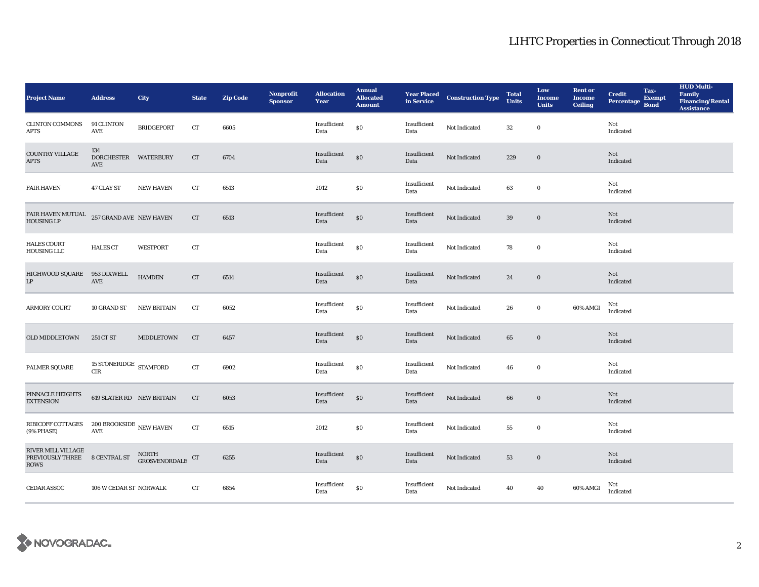# LIHTC Properties in Connecticut Through 2018

| Project Name | Address | City | State | Zip Code | Nonprofit Sponsor | Allocation Year | Annual Allocated Amount | Year Placed in Service | Construction Type | Total Units | Low Income Units | Rent or Income Ceiling | Credit Percentage | Tax-Exempt Bond | HUD Multi-Family Financing/Rental Assistance |
|---|---|---|---|---|---|---|---|---|---|---|---|---|---|---|---|
| CLINTON COMMONS APTS | 91 CLINTON AVE | BRIDGEPORT | CT | 6605 | | Insufficient Data | $0 | Insufficient Data | Not Indicated | 32 | 0 | | Not Indicated | | |
| COUNTRY VILLAGE APTS | 134 DORCHESTER AVE | WATERBURY | CT | 6704 | | Insufficient Data | $0 | Insufficient Data | Not Indicated | 229 | 0 | | Not Indicated | | |
| FAIR HAVEN | 47 CLAY ST | NEW HAVEN | CT | 6513 | | 2012 | $0 | Insufficient Data | Not Indicated | 63 | 0 | | Not Indicated | | |
| FAIR HAVEN MUTUAL HOUSING LP | 257 GRAND AVE | NEW HAVEN | CT | 6513 | | Insufficient Data | $0 | Insufficient Data | Not Indicated | 39 | 0 | | Not Indicated | | |
| HALES COURT HOUSING LLC | HALES CT | WESTPORT | CT | | | Insufficient Data | $0 | Insufficient Data | Not Indicated | 78 | 0 | | Not Indicated | | |
| HIGHWOOD SQUARE LP | 953 DIXWELL AVE | HAMDEN | CT | 6514 | | Insufficient Data | $0 | Insufficient Data | Not Indicated | 24 | 0 | | Not Indicated | | |
| ARMORY COURT | 10 GRAND ST | NEW BRITAIN | CT | 6052 | | Insufficient Data | $0 | Insufficient Data | Not Indicated | 26 | 0 | 60% AMGI | Not Indicated | | |
| OLD MIDDLETOWN | 251 CT ST | MIDDLETOWN | CT | 6457 | | Insufficient Data | $0 | Insufficient Data | Not Indicated | 65 | 0 | | Not Indicated | | |
| PALMER SQUARE | 15 STONERIDGE CIR | STAMFORD | CT | 6902 | | Insufficient Data | $0 | Insufficient Data | Not Indicated | 46 | 0 | | Not Indicated | | |
| PINNACLE HEIGHTS EXTENSION | 619 SLATER RD | NEW BRITAIN | CT | 6053 | | Insufficient Data | $0 | Insufficient Data | Not Indicated | 66 | 0 | | Not Indicated | | |
| RIBICOFF COTTAGES (9% PHASE) | 200 BROOKSIDE AVE | NEW HAVEN | CT | 6515 | | 2012 | $0 | Insufficient Data | Not Indicated | 55 | 0 | | Not Indicated | | |
| RIVER MILL VILLAGE PREVIOUSLY THREE ROWS | 8 CENTRAL ST | NORTH GROSVENORDALE | CT | 6255 | | Insufficient Data | $0 | Insufficient Data | Not Indicated | 53 | 0 | | Not Indicated | | |
| CEDAR ASSOC | 106 W CEDAR ST | NORWALK | CT | 6854 | | Insufficient Data | $0 | Insufficient Data | Not Indicated | 40 | 40 | 60% AMGI | Not Indicated | | |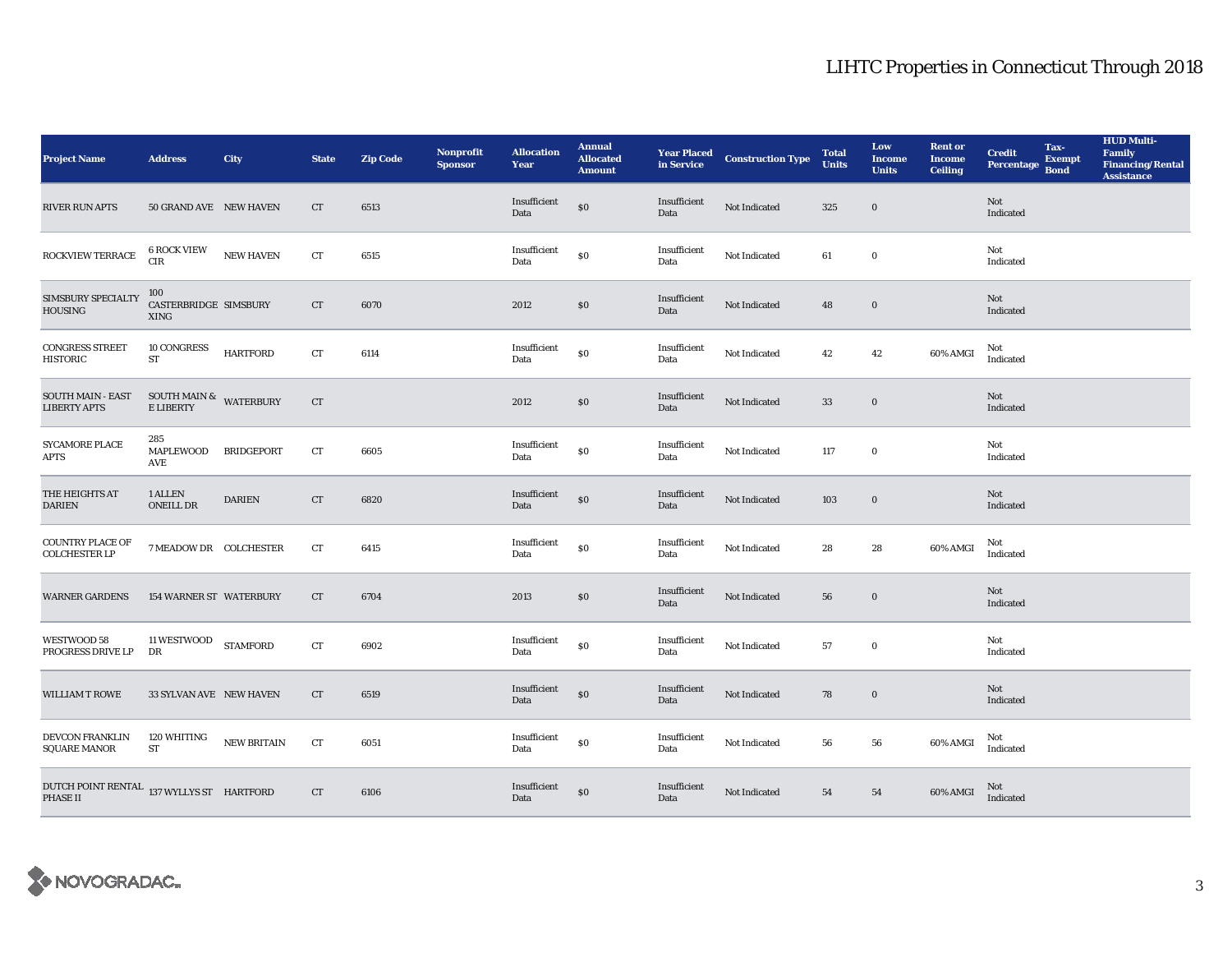# LIHTC Properties in Connecticut Through 2018

| Project Name | Address | City | State | Zip Code | Nonprofit Sponsor | Allocation Year | Annual Allocated Amount | Year Placed in Service | Construction Type | Total Units | Low Income Units | Rent or Income Ceiling | Credit Percentage | Tax-Exempt Bond | HUD Multi-Family Financing/Rental Assistance |
|---|---|---|---|---|---|---|---|---|---|---|---|---|---|---|---|
| RIVER RUN APTS | 50 GRAND AVE | NEW HAVEN | CT | 6513 | | Insufficient Data | $0 | Insufficient Data | Not Indicated | 325 | 0 | | Not Indicated | | |
| ROCKVIEW TERRACE | 6 ROCK VIEW CIR | NEW HAVEN | CT | 6515 | | Insufficient Data | $0 | Insufficient Data | Not Indicated | 61 | 0 | | Not Indicated | | |
| SIMSBURY SPECIALTY HOUSING | 100 CASTERBRIDGE XING | SIMSBURY | CT | 6070 | | 2012 | $0 | Insufficient Data | Not Indicated | 48 | 0 | | Not Indicated | | |
| CONGRESS STREET HISTORIC | 10 CONGRESS ST | HARTFORD | CT | 6114 | | Insufficient Data | $0 | Insufficient Data | Not Indicated | 42 | 42 | 60% AMGI | Not Indicated | | |
| SOUTH MAIN - EAST LIBERTY APTS | SOUTH MAIN & E LIBERTY | WATERBURY | CT | | | 2012 | $0 | Insufficient Data | Not Indicated | 33 | 0 | | Not Indicated | | |
| SYCAMORE PLACE APTS | 285 MAPLEWOOD AVE | BRIDGEPORT | CT | 6605 | | Insufficient Data | $0 | Insufficient Data | Not Indicated | 117 | 0 | | Not Indicated | | |
| THE HEIGHTS AT DARIEN | 1 ALLEN ONEILL DR | DARIEN | CT | 6820 | | Insufficient Data | $0 | Insufficient Data | Not Indicated | 103 | 0 | | Not Indicated | | |
| COUNTRY PLACE OF COLCHESTER LP | 7 MEADOW DR | COLCHESTER | CT | 6415 | | Insufficient Data | $0 | Insufficient Data | Not Indicated | 28 | 28 | 60% AMGI | Not Indicated | | |
| WARNER GARDENS | 154 WARNER ST | WATERBURY | CT | 6704 | | 2013 | $0 | Insufficient Data | Not Indicated | 56 | 0 | | Not Indicated | | |
| WESTWOOD 58 PROGRESS DRIVE LP | 11 WESTWOOD DR | STAMFORD | CT | 6902 | | Insufficient Data | $0 | Insufficient Data | Not Indicated | 57 | 0 | | Not Indicated | | |
| WILLIAM T ROWE | 33 SYLVAN AVE | NEW HAVEN | CT | 6519 | | Insufficient Data | $0 | Insufficient Data | Not Indicated | 78 | 0 | | Not Indicated | | |
| DEVCON FRANKLIN SQUARE MANOR | 120 WHITING ST | NEW BRITAIN | CT | 6051 | | Insufficient Data | $0 | Insufficient Data | Not Indicated | 56 | 56 | 60% AMGI | Not Indicated | | |
| DUTCH POINT RENTAL PHASE II | 137 WYLLYS ST | HARTFORD | CT | 6106 | | Insufficient Data | $0 | Insufficient Data | Not Indicated | 54 | 54 | 60% AMGI | Not Indicated | | |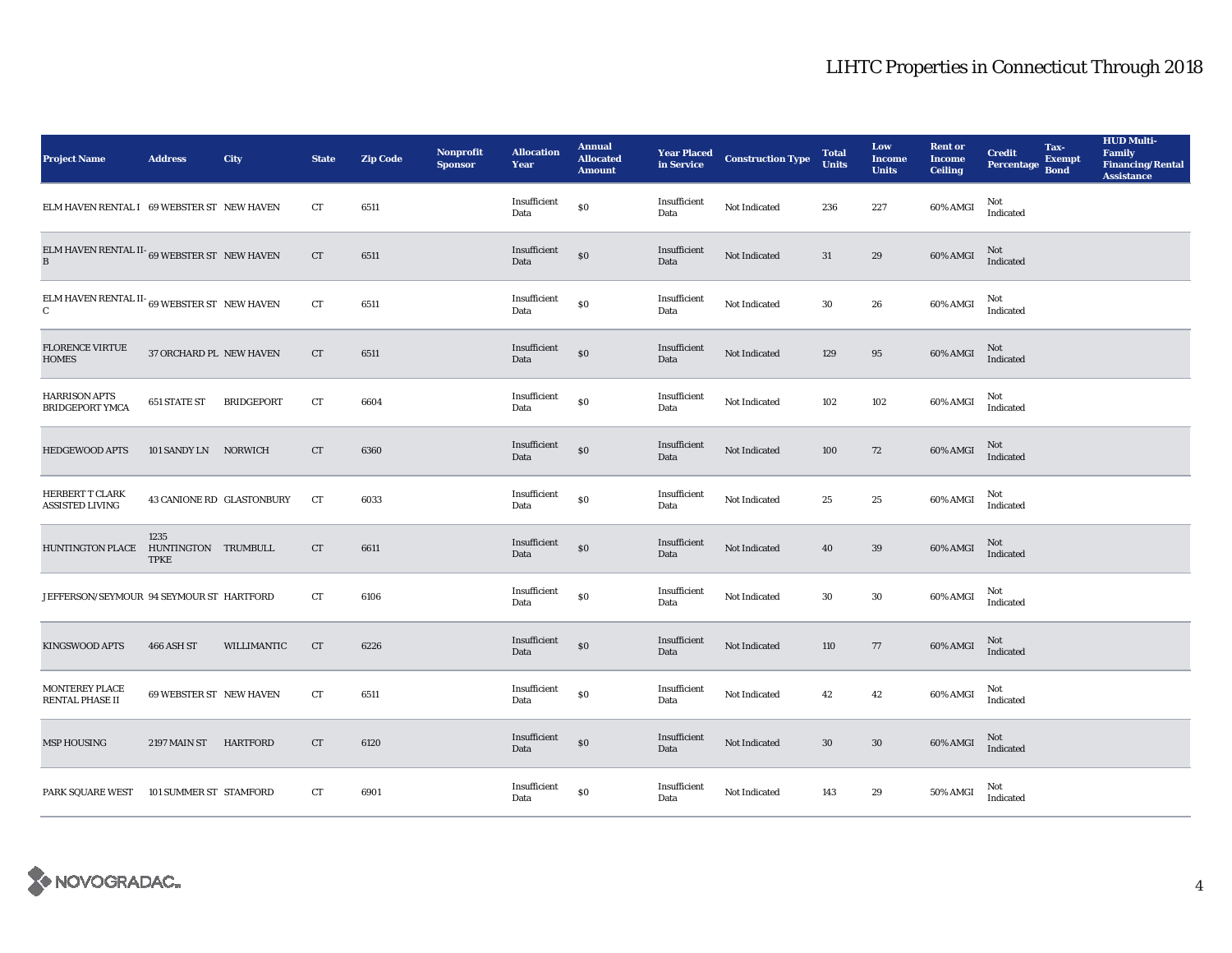# LIHTC Properties in Connecticut Through 2018

| Project Name | Address | City | State | Zip Code | Nonprofit Sponsor | Allocation Year | Annual Allocated Amount | Year Placed in Service | Construction Type | Total Units | Low Income Units | Rent or Income Ceiling | Credit Percentage | Tax-Exempt Bond | HUD Multi-Family Financing/Rental Assistance |
|---|---|---|---|---|---|---|---|---|---|---|---|---|---|---|---|
| ELM HAVEN RENTAL I | 69 WEBSTER ST | NEW HAVEN | CT | 6511 | | Insufficient Data | $0 | Insufficient Data | Not Indicated | 236 | 227 | 60% AMGI | Not Indicated | | |
| ELM HAVEN RENTAL II-B | 69 WEBSTER ST | NEW HAVEN | CT | 6511 | | Insufficient Data | $0 | Insufficient Data | Not Indicated | 31 | 29 | 60% AMGI | Not Indicated | | |
| ELM HAVEN RENTAL II-C | 69 WEBSTER ST | NEW HAVEN | CT | 6511 | | Insufficient Data | $0 | Insufficient Data | Not Indicated | 30 | 26 | 60% AMGI | Not Indicated | | |
| FLORENCE VIRTUE HOMES | 37 ORCHARD PL | NEW HAVEN | CT | 6511 | | Insufficient Data | $0 | Insufficient Data | Not Indicated | 129 | 95 | 60% AMGI | Not Indicated | | |
| HARRISON APTS BRIDGEPORT YMCA | 651 STATE ST | BRIDGEPORT | CT | 6604 | | Insufficient Data | $0 | Insufficient Data | Not Indicated | 102 | 102 | 60% AMGI | Not Indicated | | |
| HEDGEWOOD APTS | 101 SANDY LN | NORWICH | CT | 6360 | | Insufficient Data | $0 | Insufficient Data | Not Indicated | 100 | 72 | 60% AMGI | Not Indicated | | |
| HERBERT T CLARK ASSISTED LIVING | 43 CANIONE RD | GLASTONBURY | CT | 6033 | | Insufficient Data | $0 | Insufficient Data | Not Indicated | 25 | 25 | 60% AMGI | Not Indicated | | |
| HUNTINGTON PLACE | 1235 HUNTINGTON TPKE | TRUMBULL | CT | 6611 | | Insufficient Data | $0 | Insufficient Data | Not Indicated | 40 | 39 | 60% AMGI | Not Indicated | | |
| JEFFERSON/SEYMOUR | 94 SEYMOUR ST | HARTFORD | CT | 6106 | | Insufficient Data | $0 | Insufficient Data | Not Indicated | 30 | 30 | 60% AMGI | Not Indicated | | |
| KINGSWOOD APTS | 466 ASH ST | WILLIMANTIC | CT | 6226 | | Insufficient Data | $0 | Insufficient Data | Not Indicated | 110 | 77 | 60% AMGI | Not Indicated | | |
| MONTEREY PLACE RENTAL PHASE II | 69 WEBSTER ST | NEW HAVEN | CT | 6511 | | Insufficient Data | $0 | Insufficient Data | Not Indicated | 42 | 42 | 60% AMGI | Not Indicated | | |
| MSP HOUSING | 2197 MAIN ST | HARTFORD | CT | 6120 | | Insufficient Data | $0 | Insufficient Data | Not Indicated | 30 | 30 | 60% AMGI | Not Indicated | | |
| PARK SQUARE WEST | 101 SUMMER ST | STAMFORD | CT | 6901 | | Insufficient Data | $0 | Insufficient Data | Not Indicated | 143 | 29 | 50% AMGI | Not Indicated | | |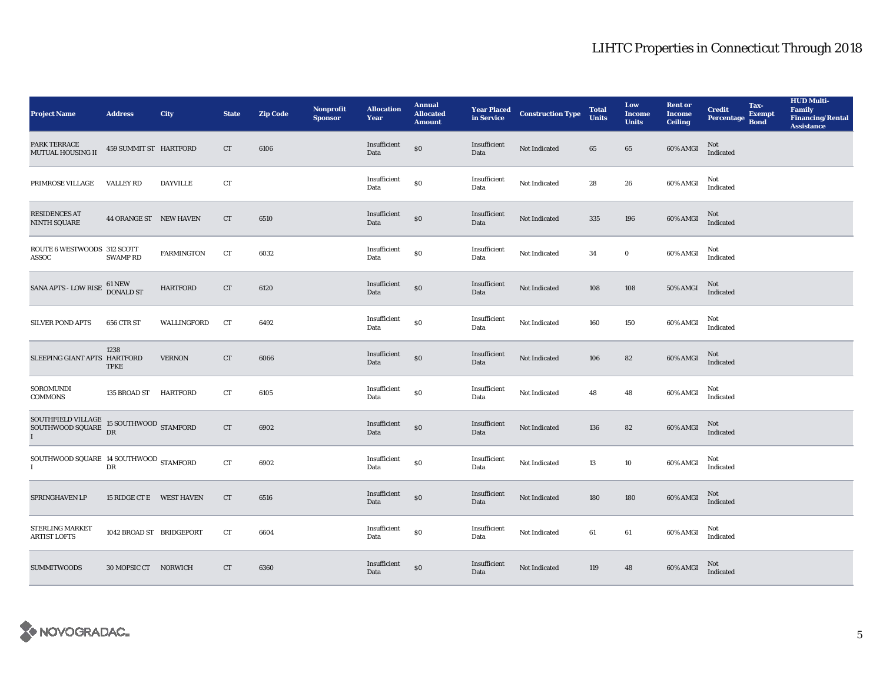# LIHTC Properties in Connecticut Through 2018

| Project Name | Address | City | State | Zip Code | Nonprofit Sponsor | Allocation Year | Annual Allocated Amount | Year Placed in Service | Construction Type | Total Units | Low Income Units | Rent or Income Ceiling | Credit Percentage | Tax-Exempt Bond | HUD Multi-Family Financing/Rental Assistance |
|---|---|---|---|---|---|---|---|---|---|---|---|---|---|---|---|
| PARK TERRACE MUTUAL HOUSING II | 459 SUMMIT ST | HARTFORD | CT | 6106 | | Insufficient Data | $0 | Insufficient Data | Not Indicated | 65 | 65 | 60% AMGI | Not Indicated | | |
| PRIMROSE VILLAGE | VALLEY RD | DAYVILLE | CT | | | Insufficient Data | $0 | Insufficient Data | Not Indicated | 28 | 26 | 60% AMGI | Not Indicated | | |
| RESIDENCES AT NINTH SQUARE | 44 ORANGE ST | NEW HAVEN | CT | 6510 | | Insufficient Data | $0 | Insufficient Data | Not Indicated | 335 | 196 | 60% AMGI | Not Indicated | | |
| ROUTE 6 WESTWOODS ASSOC | 312 SCOTT SWAMP RD | FARMINGTON | CT | 6032 | | Insufficient Data | $0 | Insufficient Data | Not Indicated | 34 | 0 | 60% AMGI | Not Indicated | | |
| SANA APTS - LOW RISE | 61 NEW DONALD ST | HARTFORD | CT | 6120 | | Insufficient Data | $0 | Insufficient Data | Not Indicated | 108 | 108 | 50% AMGI | Not Indicated | | |
| SILVER POND APTS | 656 CTR ST | WALLINGFORD | CT | 6492 | | Insufficient Data | $0 | Insufficient Data | Not Indicated | 160 | 150 | 60% AMGI | Not Indicated | | |
| SLEEPING GIANT APTS | 1238 HARTFORD TPKE | VERNON | CT | 6066 | | Insufficient Data | $0 | Insufficient Data | Not Indicated | 106 | 82 | 60% AMGI | Not Indicated | | |
| SOROMUNDI COMMONS | 135 BROAD ST | HARTFORD | CT | 6105 | | Insufficient Data | $0 | Insufficient Data | Not Indicated | 48 | 48 | 60% AMGI | Not Indicated | | |
| SOUTHFIELD VILLAGE SOUTHWOOD SQUARE I | 15 SOUTHWOOD DR | STAMFORD | CT | 6902 | | Insufficient Data | $0 | Insufficient Data | Not Indicated | 136 | 82 | 60% AMGI | Not Indicated | | |
| SOUTHWOOD SQUARE I | 14 SOUTHWOOD DR | STAMFORD | CT | 6902 | | Insufficient Data | $0 | Insufficient Data | Not Indicated | 13 | 10 | 60% AMGI | Not Indicated | | |
| SPRINGHAVEN LP | 15 RIDGE CT E | WEST HAVEN | CT | 6516 | | Insufficient Data | $0 | Insufficient Data | Not Indicated | 180 | 180 | 60% AMGI | Not Indicated | | |
| STERLING MARKET ARTIST LOFTS | 1042 BROAD ST | BRIDGEPORT | CT | 6604 | | Insufficient Data | $0 | Insufficient Data | Not Indicated | 61 | 61 | 60% AMGI | Not Indicated | | |
| SUMMITWOODS | 30 MOPSIC CT | NORWICH | CT | 6360 | | Insufficient Data | $0 | Insufficient Data | Not Indicated | 119 | 48 | 60% AMGI | Not Indicated | | |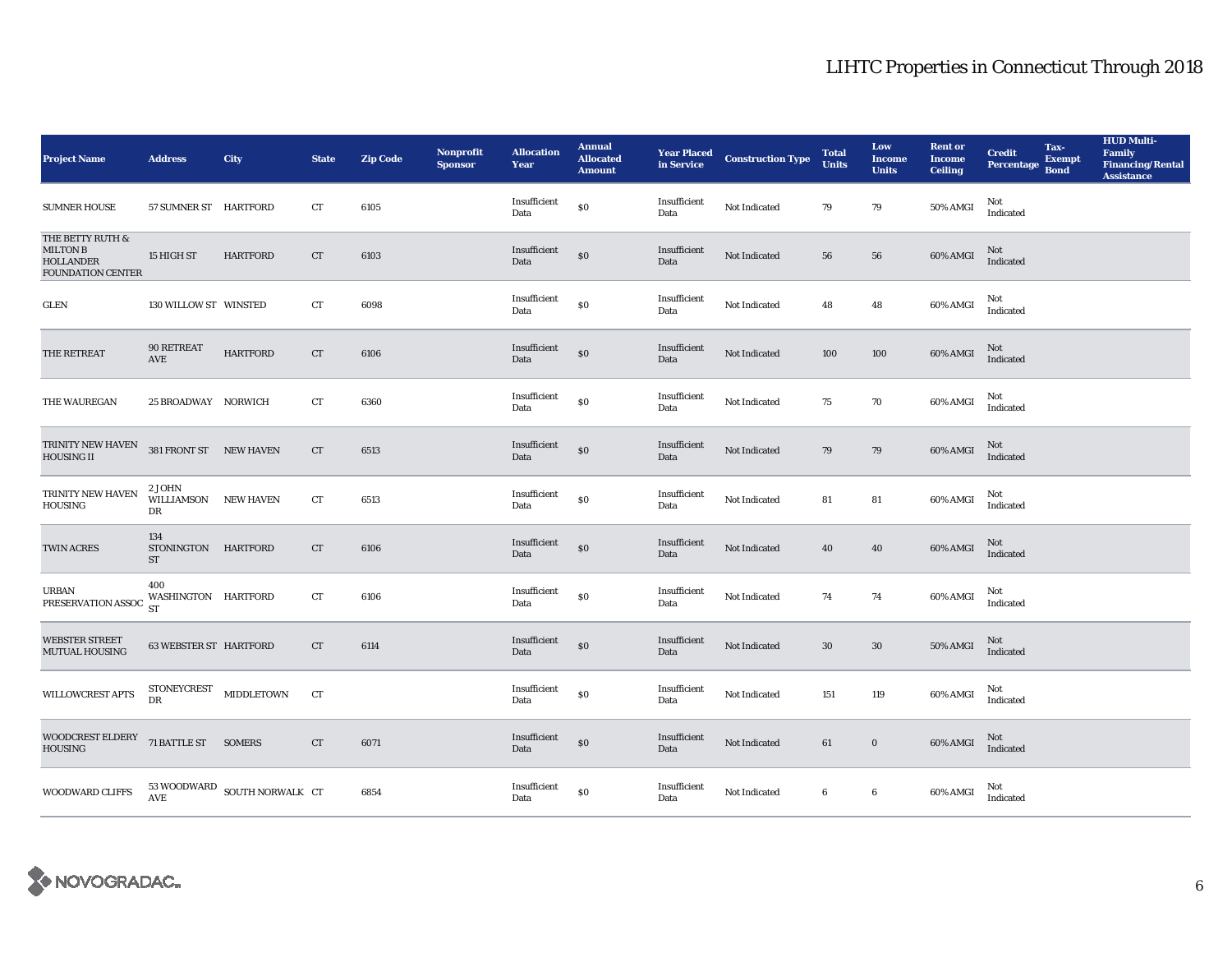# LIHTC Properties in Connecticut Through 2018

| Project Name | Address | City | State | Zip Code | Nonprofit Sponsor | Allocation Year | Annual Allocated Amount | Year Placed in Service | Construction Type | Total Units | Low Income Units | Rent or Income Ceiling | Credit Percentage | Tax-Exempt Bond | HUD Multi-Family Financing/Rental Assistance |
|---|---|---|---|---|---|---|---|---|---|---|---|---|---|---|---|
| SUMNER HOUSE | 57 SUMNER ST | HARTFORD | CT | 6105 | | Insufficient Data | $0 | Insufficient Data | Not Indicated | 79 | 79 | 50% AMGI | Not Indicated | | |
| THE BETTY RUTH & MILTON B HOLLANDER FOUNDATION CENTER | 15 HIGH ST | HARTFORD | CT | 6103 | | Insufficient Data | $0 | Insufficient Data | Not Indicated | 56 | 56 | 60% AMGI | Not Indicated | | |
| GLEN | 130 WILLOW ST | WINSTED | CT | 6098 | | Insufficient Data | $0 | Insufficient Data | Not Indicated | 48 | 48 | 60% AMGI | Not Indicated | | |
| THE RETREAT | 90 RETREAT AVE | HARTFORD | CT | 6106 | | Insufficient Data | $0 | Insufficient Data | Not Indicated | 100 | 100 | 60% AMGI | Not Indicated | | |
| THE WAUREGAN | 25 BROADWAY | NORWICH | CT | 6360 | | Insufficient Data | $0 | Insufficient Data | Not Indicated | 75 | 70 | 60% AMGI | Not Indicated | | |
| TRINITY NEW HAVEN HOUSING II | 381 FRONT ST | NEW HAVEN | CT | 6513 | | Insufficient Data | $0 | Insufficient Data | Not Indicated | 79 | 79 | 60% AMGI | Not Indicated | | |
| TRINITY NEW HAVEN HOUSING | 2 JOHN WILLIAMSON DR | NEW HAVEN | CT | 6513 | | Insufficient Data | $0 | Insufficient Data | Not Indicated | 81 | 81 | 60% AMGI | Not Indicated | | |
| TWIN ACRES | 134 STONINGTON ST | HARTFORD | CT | 6106 | | Insufficient Data | $0 | Insufficient Data | Not Indicated | 40 | 40 | 60% AMGI | Not Indicated | | |
| URBAN PRESERVATION ASSOC | 400 WASHINGTON ST | HARTFORD | CT | 6106 | | Insufficient Data | $0 | Insufficient Data | Not Indicated | 74 | 74 | 60% AMGI | Not Indicated | | |
| WEBSTER STREET MUTUAL HOUSING | 63 WEBSTER ST | HARTFORD | CT | 6114 | | Insufficient Data | $0 | Insufficient Data | Not Indicated | 30 | 30 | 50% AMGI | Not Indicated | | |
| WILLOWCREST APTS | STONEYCREST DR | MIDDLETOWN | CT | | | Insufficient Data | $0 | Insufficient Data | Not Indicated | 151 | 119 | 60% AMGI | Not Indicated | | |
| WOODCREST ELDERY HOUSING | 71 BATTLE ST | SOMERS | CT | 6071 | | Insufficient Data | $0 | Insufficient Data | Not Indicated | 61 | 0 | 60% AMGI | Not Indicated | | |
| WOODWARD CLIFFS | 53 WOODWARD AVE | SOUTH NORWALK | CT | 6854 | | Insufficient Data | $0 | Insufficient Data | Not Indicated | 6 | 6 | 60% AMGI | Not Indicated | | |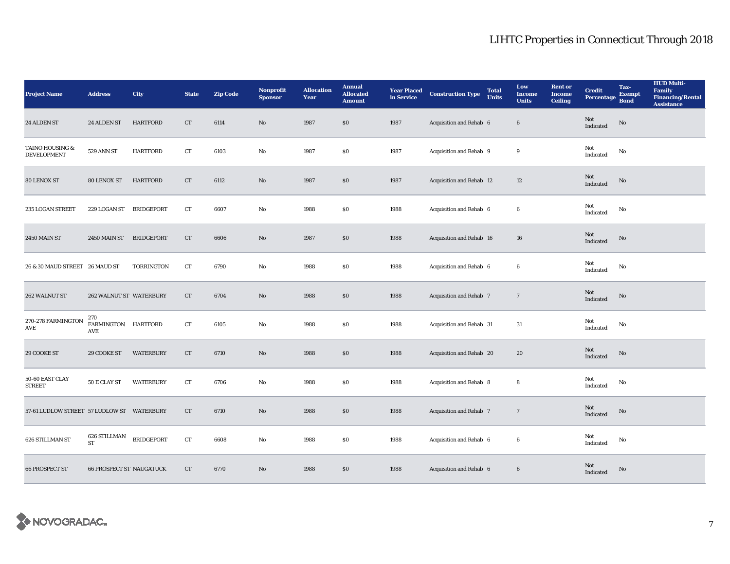# LIHTC Properties in Connecticut Through 2018

| Project Name | Address | City | State | Zip Code | Nonprofit Sponsor | Allocation Year | Annual Allocated Amount | Year Placed in Service | Construction Type | Total Units | Low Income Units | Rent or Income Ceiling | Credit Percentage | Tax-Exempt Bond | HUD Multi-Family Financing/Rental Assistance |
|---|---|---|---|---|---|---|---|---|---|---|---|---|---|---|---|
| 24 ALDEN ST | 24 ALDEN ST | HARTFORD | CT | 6114 | No | 1987 | $0 | 1987 | Acquisition and Rehab | 6 | 6 | | Not Indicated | No | |
| TAINO HOUSING & DEVELOPMENT | 529 ANN ST | HARTFORD | CT | 6103 | No | 1987 | $0 | 1987 | Acquisition and Rehab | 9 | 9 | | Not Indicated | No | |
| 80 LENOX ST | 80 LENOX ST | HARTFORD | CT | 6112 | No | 1987 | $0 | 1987 | Acquisition and Rehab | 12 | 12 | | Not Indicated | No | |
| 235 LOGAN STREET | 229 LOGAN ST | BRIDGEPORT | CT | 6607 | No | 1988 | $0 | 1988 | Acquisition and Rehab | 6 | 6 | | Not Indicated | No | |
| 2450 MAIN ST | 2450 MAIN ST | BRIDGEPORT | CT | 6606 | No | 1987 | $0 | 1988 | Acquisition and Rehab | 16 | 16 | | Not Indicated | No | |
| 26 & 30 MAUD STREET | 26 MAUD ST | TORRINGTON | CT | 6790 | No | 1988 | $0 | 1988 | Acquisition and Rehab | 6 | 6 | | Not Indicated | No | |
| 262 WALNUT ST | 262 WALNUT ST | WATERBURY | CT | 6704 | No | 1988 | $0 | 1988 | Acquisition and Rehab | 7 | 7 | | Not Indicated | No | |
| 270-278 FARMINGTON AVE | 270 FARMINGTON AVE | HARTFORD | CT | 6105 | No | 1988 | $0 | 1988 | Acquisition and Rehab | 31 | 31 | | Not Indicated | No | |
| 29 COOKE ST | 29 COOKE ST | WATERBURY | CT | 6710 | No | 1988 | $0 | 1988 | Acquisition and Rehab | 20 | 20 | | Not Indicated | No | |
| 50-60 EAST CLAY STREET | 50 E CLAY ST | WATERBURY | CT | 6706 | No | 1988 | $0 | 1988 | Acquisition and Rehab | 8 | 8 | | Not Indicated | No | |
| 57-61 LUDLOW STREET | 57 LUDLOW ST | WATERBURY | CT | 6710 | No | 1988 | $0 | 1988 | Acquisition and Rehab | 7 | 7 | | Not Indicated | No | |
| 626 STILLMAN ST | 626 STILLMAN ST | BRIDGEPORT | CT | 6608 | No | 1988 | $0 | 1988 | Acquisition and Rehab | 6 | 6 | | Not Indicated | No | |
| 66 PROSPECT ST | 66 PROSPECT ST | NAUGATUCK | CT | 6770 | No | 1988 | $0 | 1988 | Acquisition and Rehab | 6 | 6 | | Not Indicated | No | |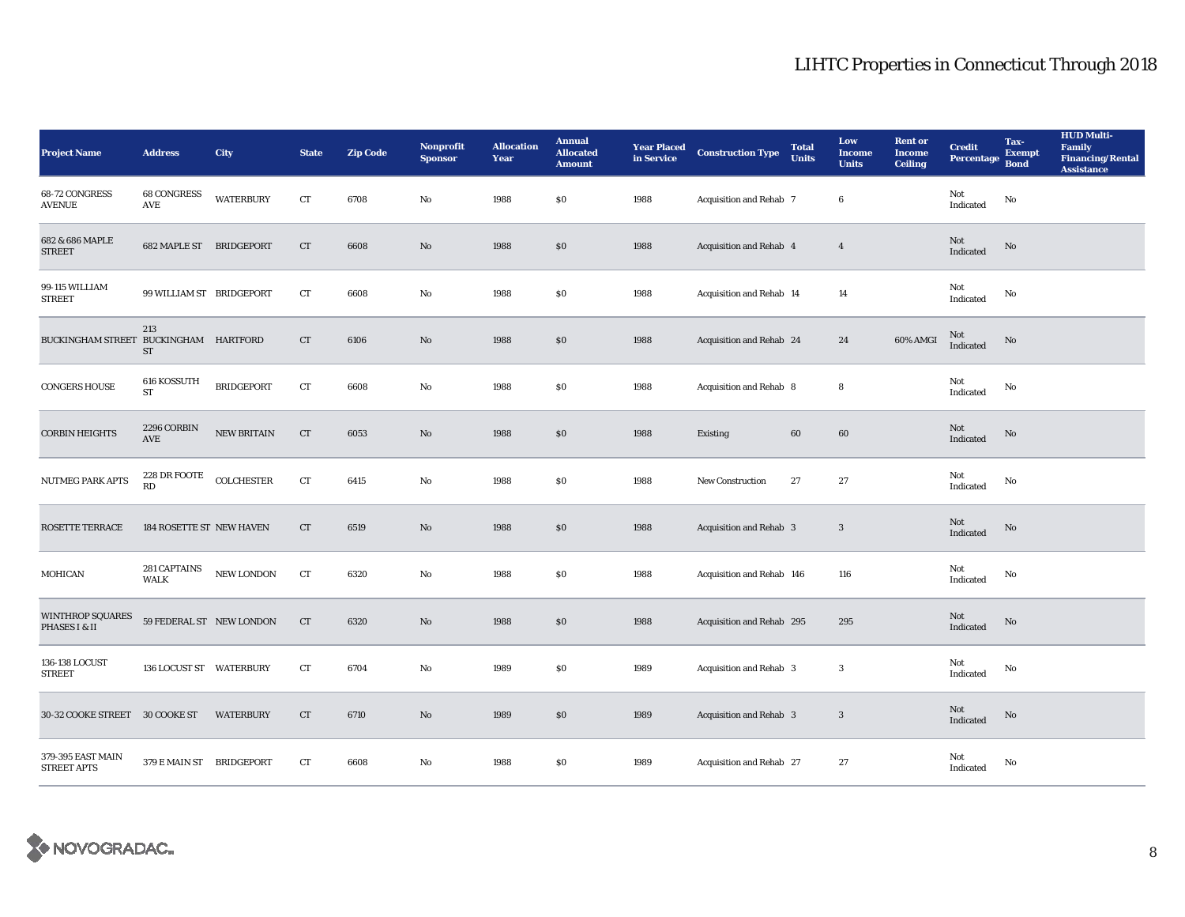| Project Name | Address | City | State | Zip Code | Nonprofit Sponsor | Allocation Year | Annual Allocated Amount | Year Placed in Service | Construction Type | Total Units | Low Income Units | Rent or Income Ceiling | Credit Percentage | Tax-Exempt Bond | HUD Multi-Family Financing/Rental Assistance |
|---|---|---|---|---|---|---|---|---|---|---|---|---|---|---|---|
| 68-72 CONGRESS AVENUE | 68 CONGRESS AVE | WATERBURY | CT | 6708 | No | 1988 | $0 | 1988 | Acquisition and Rehab | 7 | 6 | | Not Indicated | No | |
| 682 & 686 MAPLE STREET | 682 MAPLE ST | BRIDGEPORT | CT | 6608 | No | 1988 | $0 | 1988 | Acquisition and Rehab | 4 | 4 | | Not Indicated | No | |
| 99-115 WILLIAM STREET | 99 WILLIAM ST | BRIDGEPORT | CT | 6608 | No | 1988 | $0 | 1988 | Acquisition and Rehab | 14 | 14 | | Not Indicated | No | |
| BUCKINGHAM STREET | 213 BUCKINGHAM ST | HARTFORD | CT | 6106 | No | 1988 | $0 | 1988 | Acquisition and Rehab | 24 | 24 | 60% AMGI | Not Indicated | No | |
| CONGERS HOUSE | 616 KOSSUTH ST | BRIDGEPORT | CT | 6608 | No | 1988 | $0 | 1988 | Acquisition and Rehab | 8 | 8 | | Not Indicated | No | |
| CORBIN HEIGHTS | 2296 CORBIN AVE | NEW BRITAIN | CT | 6053 | No | 1988 | $0 | 1988 | Existing | 60 | 60 | | Not Indicated | No | |
| NUTMEG PARK APTS | 228 DR FOOTE RD | COLCHESTER | CT | 6415 | No | 1988 | $0 | 1988 | New Construction | 27 | 27 | | Not Indicated | No | |
| ROSETTE TERRACE | 184 ROSETTE ST | NEW HAVEN | CT | 6519 | No | 1988 | $0 | 1988 | Acquisition and Rehab | 3 | 3 | | Not Indicated | No | |
| MOHICAN | 281 CAPTAINS WALK | NEW LONDON | CT | 6320 | No | 1988 | $0 | 1988 | Acquisition and Rehab | 146 | 116 | | Not Indicated | No | |
| WINTHROP SQUARES PHASES I & II | 59 FEDERAL ST | NEW LONDON | CT | 6320 | No | 1988 | $0 | 1988 | Acquisition and Rehab | 295 | 295 | | Not Indicated | No | |
| 136-138 LOCUST STREET | 136 LOCUST ST | WATERBURY | CT | 6704 | No | 1989 | $0 | 1989 | Acquisition and Rehab | 3 | 3 | | Not Indicated | No | |
| 30-32 COOKE STREET | 30 COOKE ST | WATERBURY | CT | 6710 | No | 1989 | $0 | 1989 | Acquisition and Rehab | 3 | 3 | | Not Indicated | No | |
| 379-395 EAST MAIN STREET APTS | 379 E MAIN ST | BRIDGEPORT | CT | 6608 | No | 1988 | $0 | 1989 | Acquisition and Rehab | 27 | 27 | | Not Indicated | No | |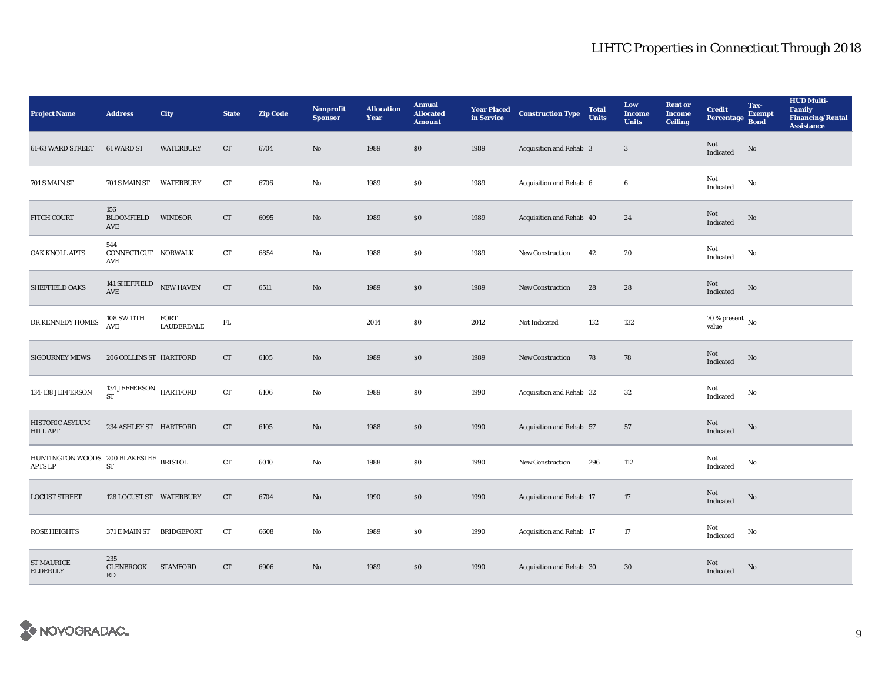# LIHTC Properties in Connecticut Through 2018

| Project Name | Address | City | State | Zip Code | Nonprofit Sponsor | Allocation Year | Annual Allocated Amount | Year Placed in Service | Construction Type | Total Units | Low Income Units | Rent or Income Ceiling | Credit Percentage | Tax-Exempt Bond | HUD Multi-Family Financing/Rental Assistance |
|---|---|---|---|---|---|---|---|---|---|---|---|---|---|---|---|
| 61-63 WARD STREET | 61 WARD ST | WATERBURY | CT | 6704 | No | 1989 | $0 | 1989 | Acquisition and Rehab | 3 | 3 | | Not Indicated | No | |
| 701 S MAIN ST | 701 S MAIN ST | WATERBURY | CT | 6706 | No | 1989 | $0 | 1989 | Acquisition and Rehab | 6 | 6 | | Not Indicated | No | |
| FITCH COURT | 156 BLOOMFIELD AVE | WINDSOR | CT | 6095 | No | 1989 | $0 | 1989 | Acquisition and Rehab | 40 | 24 | | Not Indicated | No | |
| OAK KNOLL APTS | 544 CONNECTICUT AVE | NORWALK | CT | 6854 | No | 1988 | $0 | 1989 | New Construction | 42 | 20 | | Not Indicated | No | |
| SHEFFIELD OAKS | 141 SHEFFIELD AVE | NEW HAVEN | CT | 6511 | No | 1989 | $0 | 1989 | New Construction | 28 | 28 | | Not Indicated | No | |
| DR KENNEDY HOMES | 108 SW 11TH AVE | FORT LAUDERDALE | FL | | | 2014 | $0 | 2012 | Not Indicated | 132 | 132 | | 70 % present value | No | |
| SIGOURNEY MEWS | 206 COLLINS ST | HARTFORD | CT | 6105 | No | 1989 | $0 | 1989 | New Construction | 78 | 78 | | Not Indicated | No | |
| 134-138 JEFFERSON | 134 JEFFERSON ST | HARTFORD | CT | 6106 | No | 1989 | $0 | 1990 | Acquisition and Rehab | 32 | 32 | | Not Indicated | No | |
| HISTORIC ASYLUM HILL APT | 234 ASHLEY ST | HARTFORD | CT | 6105 | No | 1988 | $0 | 1990 | Acquisition and Rehab | 57 | 57 | | Not Indicated | No | |
| HUNTINGTON WOODS APTS LP | 200 BLAKESLEE ST | BRISTOL | CT | 6010 | No | 1988 | $0 | 1990 | New Construction | 296 | 112 | | Not Indicated | No | |
| LOCUST STREET | 128 LOCUST ST | WATERBURY | CT | 6704 | No | 1990 | $0 | 1990 | Acquisition and Rehab | 17 | 17 | | Not Indicated | No | |
| ROSE HEIGHTS | 371 E MAIN ST | BRIDGEPORT | CT | 6608 | No | 1989 | $0 | 1990 | Acquisition and Rehab | 17 | 17 | | Not Indicated | No | |
| ST MAURICE ELDERLLY | 235 GLENBROOK RD | STAMFORD | CT | 6906 | No | 1989 | $0 | 1990 | Acquisition and Rehab | 30 | 30 | | Not Indicated | No | |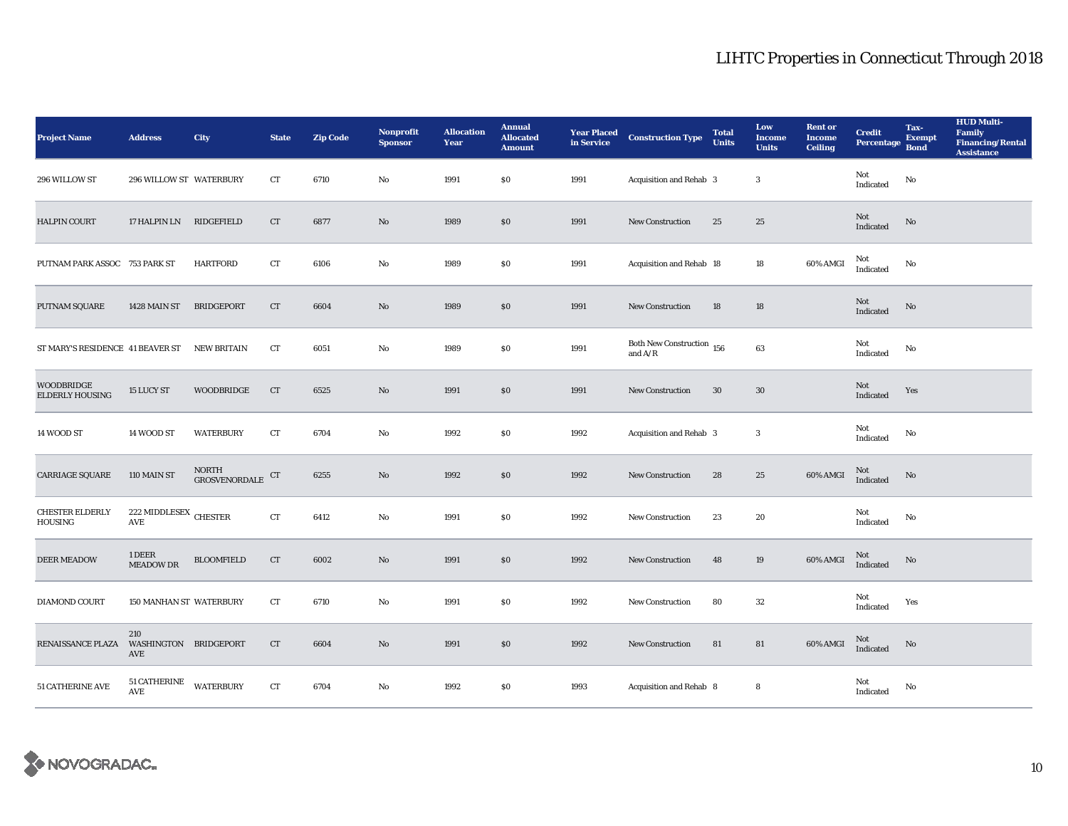# LIHTC Properties in Connecticut Through 2018

| Project Name | Address | City | State | Zip Code | Nonprofit Sponsor | Allocation Year | Annual Allocated Amount | Year Placed in Service | Construction Type | Total Units | Low Income Units | Rent or Income Ceiling | Credit Percentage | Tax-Exempt Bond | HUD Multi-Family Financing/Rental Assistance |
|---|---|---|---|---|---|---|---|---|---|---|---|---|---|---|---|
| 296 WILLOW ST | 296 WILLOW ST | WATERBURY | CT | 6710 | No | 1991 | $0 | 1991 | Acquisition and Rehab | 3 | 3 | | Not Indicated | No | |
| HALPIN COURT | 17 HALPIN LN | RIDGEFIELD | CT | 6877 | No | 1989 | $0 | 1991 | New Construction | 25 | 25 | | Not Indicated | No | |
| PUTNAM PARK ASSOC | 753 PARK ST | HARTFORD | CT | 6106 | No | 1989 | $0 | 1991 | Acquisition and Rehab | 18 | 18 | 60% AMGI | Not Indicated | No | |
| PUTNAM SQUARE | 1428 MAIN ST | BRIDGEPORT | CT | 6604 | No | 1989 | $0 | 1991 | New Construction | 18 | 18 | | Not Indicated | No | |
| ST MARY'S RESIDENCE | 41 BEAVER ST | NEW BRITAIN | CT | 6051 | No | 1989 | $0 | 1991 | Both New Construction and A/R | 156 | 63 | | Not Indicated | No | |
| WOODBRIDGE ELDERLY HOUSING | 15 LUCY ST | WOODBRIDGE | CT | 6525 | No | 1991 | $0 | 1991 | New Construction | 30 | 30 | | Not Indicated | Yes | |
| 14 WOOD ST | 14 WOOD ST | WATERBURY | CT | 6704 | No | 1992 | $0 | 1992 | Acquisition and Rehab | 3 | 3 | | Not Indicated | No | |
| CARRIAGE SQUARE | 110 MAIN ST | NORTH GROSVENORDALE | CT | 6255 | No | 1992 | $0 | 1992 | New Construction | 28 | 25 | 60% AMGI | Not Indicated | No | |
| CHESTER ELDERLY HOUSING | 222 MIDDLESEX AVE | CHESTER | CT | 6412 | No | 1991 | $0 | 1992 | New Construction | 23 | 20 | | Not Indicated | No | |
| DEER MEADOW | 1 DEER MEADOW DR | BLOOMFIELD | CT | 6002 | No | 1991 | $0 | 1992 | New Construction | 48 | 19 | 60% AMGI | Not Indicated | No | |
| DIAMOND COURT | 150 MANHAN ST | WATERBURY | CT | 6710 | No | 1991 | $0 | 1992 | New Construction | 80 | 32 | | Not Indicated | Yes | |
| RENAISSANCE PLAZA | 210 WASHINGTON AVE | BRIDGEPORT | CT | 6604 | No | 1991 | $0 | 1992 | New Construction | 81 | 81 | 60% AMGI | Not Indicated | No | |
| 51 CATHERINE AVE | 51 CATHERINE AVE | WATERBURY | CT | 6704 | No | 1992 | $0 | 1993 | Acquisition and Rehab | 8 | 8 | | Not Indicated | No | |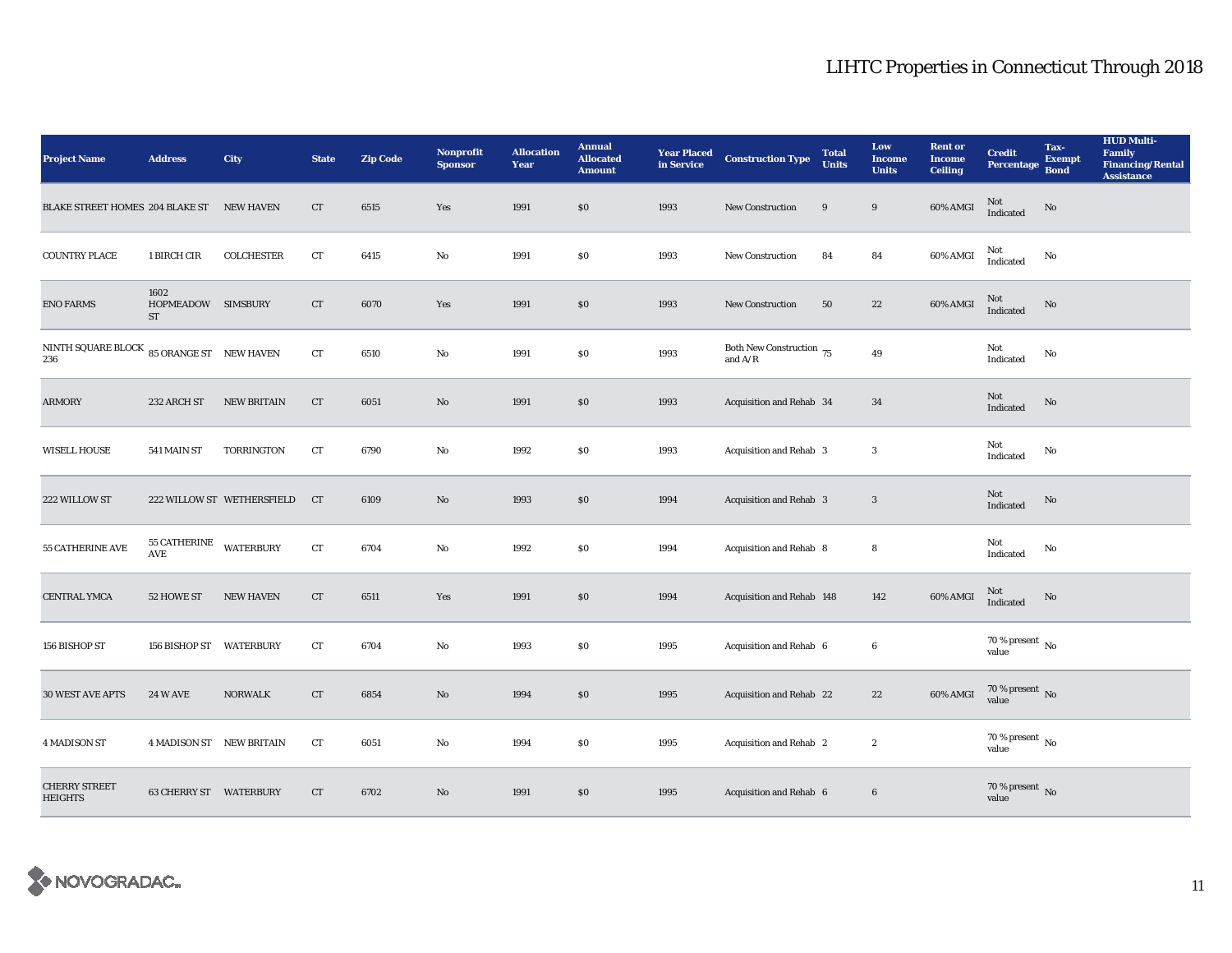# LIHTC Properties in Connecticut Through 2018

| Project Name | Address | City | State | Zip Code | Nonprofit Sponsor | Allocation Year | Annual Allocated Amount | Year Placed in Service | Construction Type | Total Units | Low Income Units | Rent or Income Ceiling | Credit Percentage | Tax-Exempt Bond | HUD Multi-Family Financing/Rental Assistance |
|---|---|---|---|---|---|---|---|---|---|---|---|---|---|---|---|
| BLAKE STREET HOMES | 204 BLAKE ST | NEW HAVEN | CT | 6515 | Yes | 1991 | $0 | 1993 | New Construction | 9 | 9 | 60% AMGI | Not Indicated | No | |
| COUNTRY PLACE | 1 BIRCH CIR | COLCHESTER | CT | 6415 | No | 1991 | $0 | 1993 | New Construction | 84 | 84 | 60% AMGI | Not Indicated | No | |
| ENO FARMS | 1602 HOPMEADOW ST | SIMSBURY | CT | 6070 | Yes | 1991 | $0 | 1993 | New Construction | 50 | 22 | 60% AMGI | Not Indicated | No | |
| NINTH SQUARE BLOCK 236 | 85 ORANGE ST | NEW HAVEN | CT | 6510 | No | 1991 | $0 | 1993 | Both New Construction and A/R | 75 | 49 | | Not Indicated | No | |
| ARMORY | 232 ARCH ST | NEW BRITAIN | CT | 6051 | No | 1991 | $0 | 1993 | Acquisition and Rehab | 34 | 34 | | Not Indicated | No | |
| WISELL HOUSE | 541 MAIN ST | TORRINGTON | CT | 6790 | No | 1992 | $0 | 1993 | Acquisition and Rehab | 3 | 3 | | Not Indicated | No | |
| 222 WILLOW ST | 222 WILLOW ST | WETHERSFIELD | CT | 6109 | No | 1993 | $0 | 1994 | Acquisition and Rehab | 3 | 3 | | Not Indicated | No | |
| 55 CATHERINE AVE | 55 CATHERINE AVE | WATERBURY | CT | 6704 | No | 1992 | $0 | 1994 | Acquisition and Rehab | 8 | 8 | | Not Indicated | No | |
| CENTRAL YMCA | 52 HOWE ST | NEW HAVEN | CT | 6511 | Yes | 1991 | $0 | 1994 | Acquisition and Rehab | 148 | 142 | 60% AMGI | Not Indicated | No | |
| 156 BISHOP ST | 156 BISHOP ST | WATERBURY | CT | 6704 | No | 1993 | $0 | 1995 | Acquisition and Rehab | 6 | 6 | | 70 % present value | No | |
| 30 WEST AVE APTS | 24 W AVE | NORWALK | CT | 6854 | No | 1994 | $0 | 1995 | Acquisition and Rehab | 22 | 22 | 60% AMGI | 70 % present value | No | |
| 4 MADISON ST | 4 MADISON ST | NEW BRITAIN | CT | 6051 | No | 1994 | $0 | 1995 | Acquisition and Rehab | 2 | 2 | | 70 % present value | No | |
| CHERRY STREET HEIGHTS | 63 CHERRY ST | WATERBURY | CT | 6702 | No | 1991 | $0 | 1995 | Acquisition and Rehab | 6 | 6 | | 70 % present value | No | |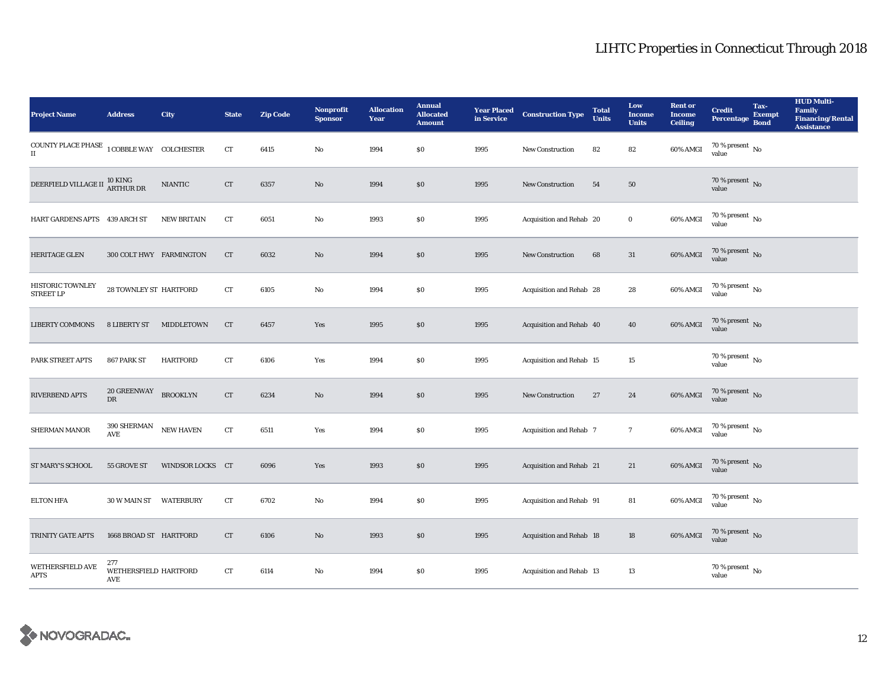# LIHTC Properties in Connecticut Through 2018

| Project Name | Address | City | State | Zip Code | Nonprofit Sponsor | Allocation Year | Annual Allocated Amount | Year Placed in Service | Construction Type | Total Units | Low Income Units | Rent or Income Ceiling | Credit Percentage | Tax-Exempt Bond | HUD Multi-Family Financing/Rental Assistance |
|---|---|---|---|---|---|---|---|---|---|---|---|---|---|---|---|
| COUNTY PLACE PHASE II | 1 COBBLE WAY | COLCHESTER | CT | 6415 | No | 1994 | $0 | 1995 | New Construction | 82 | 82 | 60% AMGI | 70 % present value | No | |
| DEERFIELD VILLAGE II | 10 KING ARTHUR DR | NIANTIC | CT | 6357 | No | 1994 | $0 | 1995 | New Construction | 54 | 50 | | 70 % present value | No | |
| HART GARDENS APTS | 439 ARCH ST | NEW BRITAIN | CT | 6051 | No | 1993 | $0 | 1995 | Acquisition and Rehab | 20 | 0 | 60% AMGI | 70 % present value | No | |
| HERITAGE GLEN | 300 COLT HWY | FARMINGTON | CT | 6032 | No | 1994 | $0 | 1995 | New Construction | 68 | 31 | 60% AMGI | 70 % present value | No | |
| HISTORIC TOWNLEY STREET LP | 28 TOWNLEY ST | HARTFORD | CT | 6105 | No | 1994 | $0 | 1995 | Acquisition and Rehab | 28 | 28 | 60% AMGI | 70 % present value | No | |
| LIBERTY COMMONS | 8 LIBERTY ST | MIDDLETOWN | CT | 6457 | Yes | 1995 | $0 | 1995 | Acquisition and Rehab | 40 | 40 | 60% AMGI | 70 % present value | No | |
| PARK STREET APTS | 867 PARK ST | HARTFORD | CT | 6106 | Yes | 1994 | $0 | 1995 | Acquisition and Rehab | 15 | 15 | | 70 % present value | No | |
| RIVERBEND APTS | 20 GREENWAY DR | BROOKLYN | CT | 6234 | No | 1994 | $0 | 1995 | New Construction | 27 | 24 | 60% AMGI | 70 % present value | No | |
| SHERMAN MANOR | 390 SHERMAN AVE | NEW HAVEN | CT | 6511 | Yes | 1994 | $0 | 1995 | Acquisition and Rehab | 7 | 7 | 60% AMGI | 70 % present value | No | |
| ST MARY'S SCHOOL | 55 GROVE ST | WINDSOR LOCKS | CT | 6096 | Yes | 1993 | $0 | 1995 | Acquisition and Rehab | 21 | 21 | 60% AMGI | 70 % present value | No | |
| ELTON HFA | 30 W MAIN ST | WATERBURY | CT | 6702 | No | 1994 | $0 | 1995 | Acquisition and Rehab | 91 | 81 | 60% AMGI | 70 % present value | No | |
| TRINITY GATE APTS | 1668 BROAD ST | HARTFORD | CT | 6106 | No | 1993 | $0 | 1995 | Acquisition and Rehab | 18 | 18 | 60% AMGI | 70 % present value | No | |
| WETHERSFIELD AVE APTS | 277 WETHERSFIELD AVE | HARTFORD | CT | 6114 | No | 1994 | $0 | 1995 | Acquisition and Rehab | 13 | 13 | | 70 % present value | No | |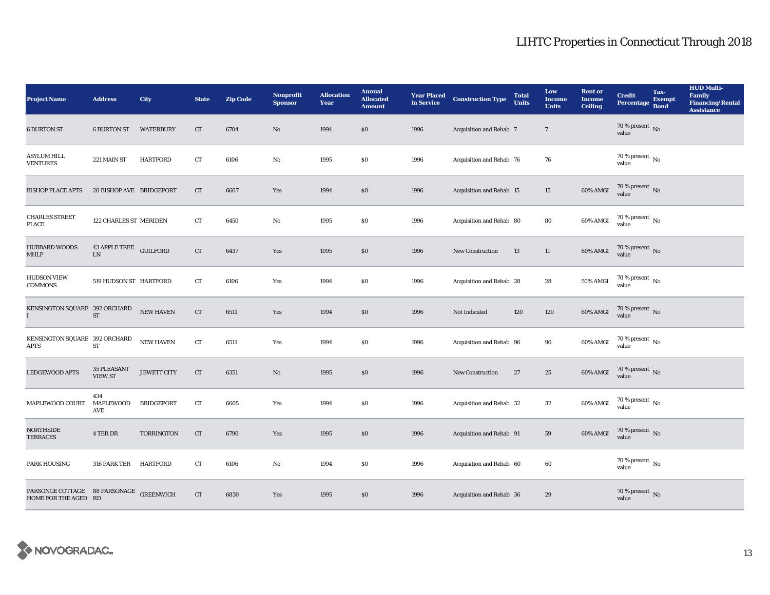# LIHTC Properties in Connecticut Through 2018

| Project Name | Address | City | State | Zip Code | Nonprofit Sponsor | Allocation Year | Annual Allocated Amount | Year Placed in Service | Construction Type | Total Units | Low Income Units | Rent or Income Ceiling | Credit Percentage | Tax-Exempt Bond | HUD Multi-Family Financing/Rental Assistance |
|---|---|---|---|---|---|---|---|---|---|---|---|---|---|---|---|
| 6 BURTON ST | 6 BURTON ST | WATERBURY | CT | 6704 | No | 1994 | $0 | 1996 | Acquisition and Rehab | 7 | 7 | | 70 % present value | No | |
| ASYLUM HILL VENTURES | 221 MAIN ST | HARTFORD | CT | 6106 | No | 1995 | $0 | 1996 | Acquisition and Rehab | 76 | 76 | | 70 % present value | No | |
| BISHOP PLACE APTS | 20 BISHOP AVE | BRIDGEPORT | CT | 6607 | Yes | 1994 | $0 | 1996 | Acquisition and Rehab | 15 | 15 | 60% AMGI | 70 % present value | No | |
| CHARLES STREET PLACE | 122 CHARLES ST | MERIDEN | CT | 6450 | No | 1995 | $0 | 1996 | Acquisition and Rehab | 80 | 80 | 60% AMGI | 70 % present value | No | |
| HUBBARD WOODS MHLP | 43 APPLE TREE LN | GUILFORD | CT | 6437 | Yes | 1995 | $0 | 1996 | New Construction | 13 | 11 | 60% AMGI | 70 % present value | No | |
| HUDSON VIEW COMMONS | 519 HUDSON ST | HARTFORD | CT | 6106 | Yes | 1994 | $0 | 1996 | Acquisition and Rehab | 28 | 28 | 50% AMGI | 70 % present value | No | |
| KENSINGTON SQUARE I | 392 ORCHARD ST | NEW HAVEN | CT | 6511 | Yes | 1994 | $0 | 1996 | Not Indicated | 120 | 120 | 60% AMGI | 70 % present value | No | |
| KENSINGTON SQUARE APTS | 392 ORCHARD ST | NEW HAVEN | CT | 6511 | Yes | 1994 | $0 | 1996 | Acquisition and Rehab | 96 | 96 | 60% AMGI | 70 % present value | No | |
| LEDGEWOOD APTS | 35 PLEASANT VIEW ST | JEWETT CITY | CT | 6351 | No | 1995 | $0 | 1996 | New Construction | 27 | 25 | 60% AMGI | 70 % present value | No | |
| MAPLEWOOD COURT | 434 MAPLEWOOD AVE | BRIDGEPORT | CT | 6605 | Yes | 1994 | $0 | 1996 | Acquisition and Rehab | 32 | 32 | 60% AMGI | 70 % present value | No | |
| NORTHSIDE TERRACES | 4 TER DR | TORRINGTON | CT | 6790 | Yes | 1995 | $0 | 1996 | Acquisition and Rehab | 91 | 59 | 60% AMGI | 70 % present value | No | |
| PARK HOUSING | 316 PARK TER | HARTFORD | CT | 6106 | No | 1994 | $0 | 1996 | Acquisition and Rehab | 60 | 60 | | 70 % present value | No | |
| PARSONGE COTTAGE HOME FOR THE AGED | 88 PARSONAGE RD | GREENWICH | CT | 6830 | Yes | 1995 | $0 | 1996 | Acquisition and Rehab | 36 | 29 | | 70 % present value | No | |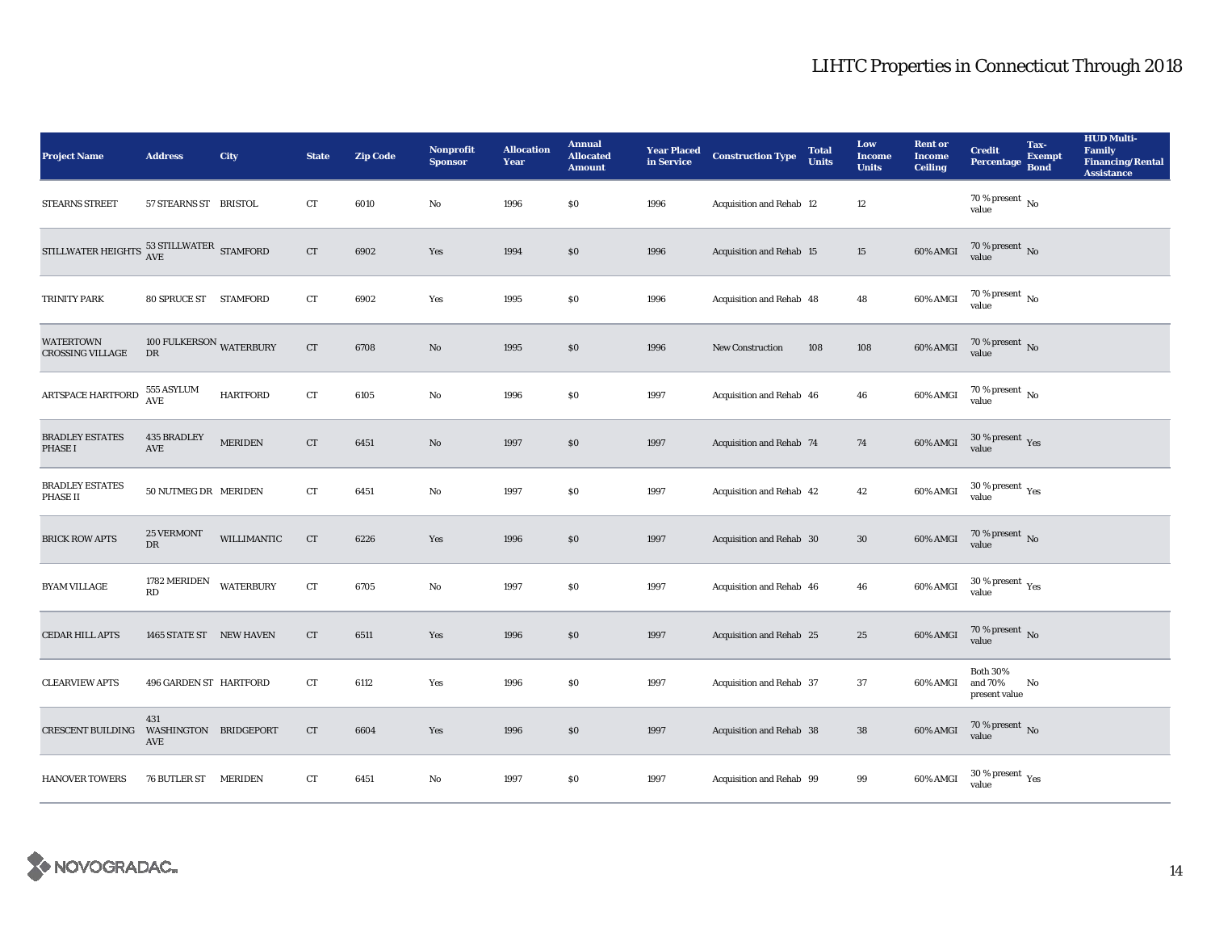# LIHTC Properties in Connecticut Through 2018

| Project Name | Address | City | State | Zip Code | Nonprofit Sponsor | Allocation Year | Annual Allocated Amount | Year Placed in Service | Construction Type | Total Units | Low Income Units | Rent or Income Ceiling | Credit Percentage | Tax-Exempt Bond | HUD Multi-Family Financing/Rental Assistance |
|---|---|---|---|---|---|---|---|---|---|---|---|---|---|---|---|
| STEARNS STREET | 57 STEARNS ST | BRISTOL | CT | 6010 | No | 1996 | $0 | 1996 | Acquisition and Rehab | 12 | 12 | | 70 % present value | No | |
| STILLWATER HEIGHTS | 53 STILLWATER AVE | STAMFORD | CT | 6902 | Yes | 1994 | $0 | 1996 | Acquisition and Rehab | 15 | 15 | 60% AMGI | 70 % present value | No | |
| TRINITY PARK | 80 SPRUCE ST | STAMFORD | CT | 6902 | Yes | 1995 | $0 | 1996 | Acquisition and Rehab | 48 | 48 | 60% AMGI | 70 % present value | No | |
| WATERTOWN CROSSING VILLAGE | 100 FULKERSON DR | WATERBURY | CT | 6708 | No | 1995 | $0 | 1996 | New Construction | 108 | 108 | 60% AMGI | 70 % present value | No | |
| ARTSPACE HARTFORD | 555 ASYLUM AVE | HARTFORD | CT | 6105 | No | 1996 | $0 | 1997 | Acquisition and Rehab | 46 | 46 | 60% AMGI | 70 % present value | No | |
| BRADLEY ESTATES PHASE I | 435 BRADLEY AVE | MERIDEN | CT | 6451 | No | 1997 | $0 | 1997 | Acquisition and Rehab | 74 | 74 | 60% AMGI | 30 % present value | Yes | |
| BRADLEY ESTATES PHASE II | 50 NUTMEG DR | MERIDEN | CT | 6451 | No | 1997 | $0 | 1997 | Acquisition and Rehab | 42 | 42 | 60% AMGI | 30 % present value | Yes | |
| BRICK ROW APTS | 25 VERMONT DR | WILLIMANTIC | CT | 6226 | Yes | 1996 | $0 | 1997 | Acquisition and Rehab | 30 | 30 | 60% AMGI | 70 % present value | No | |
| BYAM VILLAGE | 1782 MERIDEN RD | WATERBURY | CT | 6705 | No | 1997 | $0 | 1997 | Acquisition and Rehab | 46 | 46 | 60% AMGI | 30 % present value | Yes | |
| CEDAR HILL APTS | 1465 STATE ST | NEW HAVEN | CT | 6511 | Yes | 1996 | $0 | 1997 | Acquisition and Rehab | 25 | 25 | 60% AMGI | 70 % present value | No | |
| CLEARVIEW APTS | 496 GARDEN ST | HARTFORD | CT | 6112 | Yes | 1996 | $0 | 1997 | Acquisition and Rehab | 37 | 37 | 60% AMGI | Both 30% and 70% present value | No | |
| CRESCENT BUILDING | 431 WASHINGTON AVE | BRIDGEPORT | CT | 6604 | Yes | 1996 | $0 | 1997 | Acquisition and Rehab | 38 | 38 | 60% AMGI | 70 % present value | No | |
| HANOVER TOWERS | 76 BUTLER ST | MERIDEN | CT | 6451 | No | 1997 | $0 | 1997 | Acquisition and Rehab | 99 | 99 | 60% AMGI | 30 % present value | Yes | |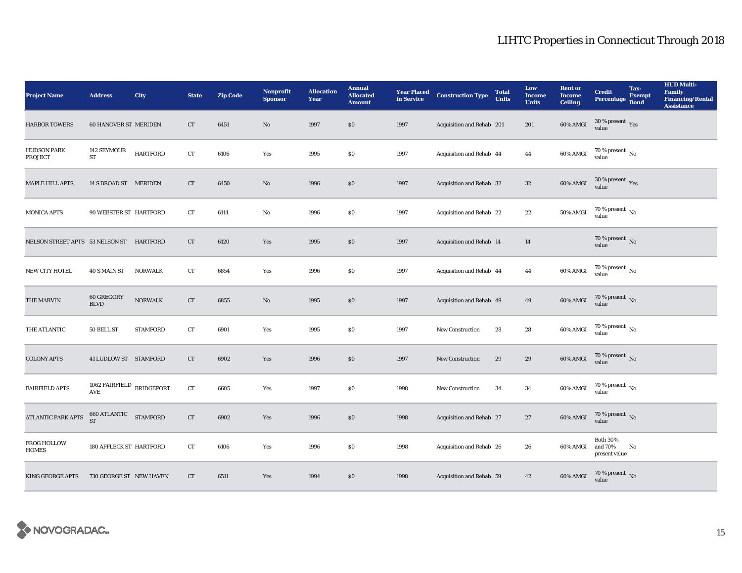# LIHTC Properties in Connecticut Through 2018

| Project Name | Address | City | State | Zip Code | Nonprofit Sponsor | Allocation Year | Annual Allocated Amount | Year Placed in Service | Construction Type | Total Units | Low Income Units | Rent or Income Ceiling | Credit Percentage | Tax-Exempt Bond | HUD Multi-Family Financing/Rental Assistance |
|---|---|---|---|---|---|---|---|---|---|---|---|---|---|---|---|
| HARBOR TOWERS | 60 HANOVER ST | MERIDEN | CT | 6451 | No | 1997 | $0 | 1997 | Acquisition and Rehab | 201 | 201 | 60% AMGI | 30 % present value | Yes | |
| HUDSON PARK PROJECT | 142 SEYMOUR ST | HARTFORD | CT | 6106 | Yes | 1995 | $0 | 1997 | Acquisition and Rehab | 44 | 44 | 60% AMGI | 70 % present value | No | |
| MAPLE HILL APTS | 14 S BROAD ST | MERIDEN | CT | 6450 | No | 1996 | $0 | 1997 | Acquisition and Rehab | 32 | 32 | 60% AMGI | 30 % present value | Yes | |
| MONICA APTS | 90 WEBSTER ST | HARTFORD | CT | 6114 | No | 1996 | $0 | 1997 | Acquisition and Rehab | 22 | 22 | 50% AMGI | 70 % present value | No | |
| NELSON STREET APTS | 53 NELSON ST | HARTFORD | CT | 6120 | Yes | 1995 | $0 | 1997 | Acquisition and Rehab | 14 | 14 | | 70 % present value | No | |
| NEW CITY HOTEL | 40 S MAIN ST | NORWALK | CT | 6854 | Yes | 1996 | $0 | 1997 | Acquisition and Rehab | 44 | 44 | 60% AMGI | 70 % present value | No | |
| THE MARVIN | 60 GREGORY BLVD | NORWALK | CT | 6855 | No | 1995 | $0 | 1997 | Acquisition and Rehab | 49 | 49 | 60% AMGI | 70 % present value | No | |
| THE ATLANTIC | 50 BELL ST | STAMFORD | CT | 6901 | Yes | 1995 | $0 | 1997 | New Construction | 28 | 28 | 60% AMGI | 70 % present value | No | |
| COLONY APTS | 41 LUDLOW ST | STAMFORD | CT | 6902 | Yes | 1996 | $0 | 1997 | New Construction | 29 | 29 | 60% AMGI | 70 % present value | No | |
| FAIRFIELD APTS | 1062 FAIRFIELD AVE | BRIDGEPORT | CT | 6605 | Yes | 1997 | $0 | 1998 | New Construction | 34 | 34 | 60% AMGI | 70 % present value | No | |
| ATLANTIC PARK APTS | 660 ATLANTIC ST | STAMFORD | CT | 6902 | Yes | 1996 | $0 | 1998 | Acquisition and Rehab | 27 | 27 | 60% AMGI | 70 % present value | No | |
| FROG HOLLOW HOMES | 180 AFFLECK ST | HARTFORD | CT | 6106 | Yes | 1996 | $0 | 1998 | Acquisition and Rehab | 26 | 26 | 60% AMGI | Both 30% and 70% present value | No | |
| KING GEORGE APTS | 730 GEORGE ST | NEW HAVEN | CT | 6511 | Yes | 1994 | $0 | 1998 | Acquisition and Rehab | 59 | 42 | 60% AMGI | 70 % present value | No | |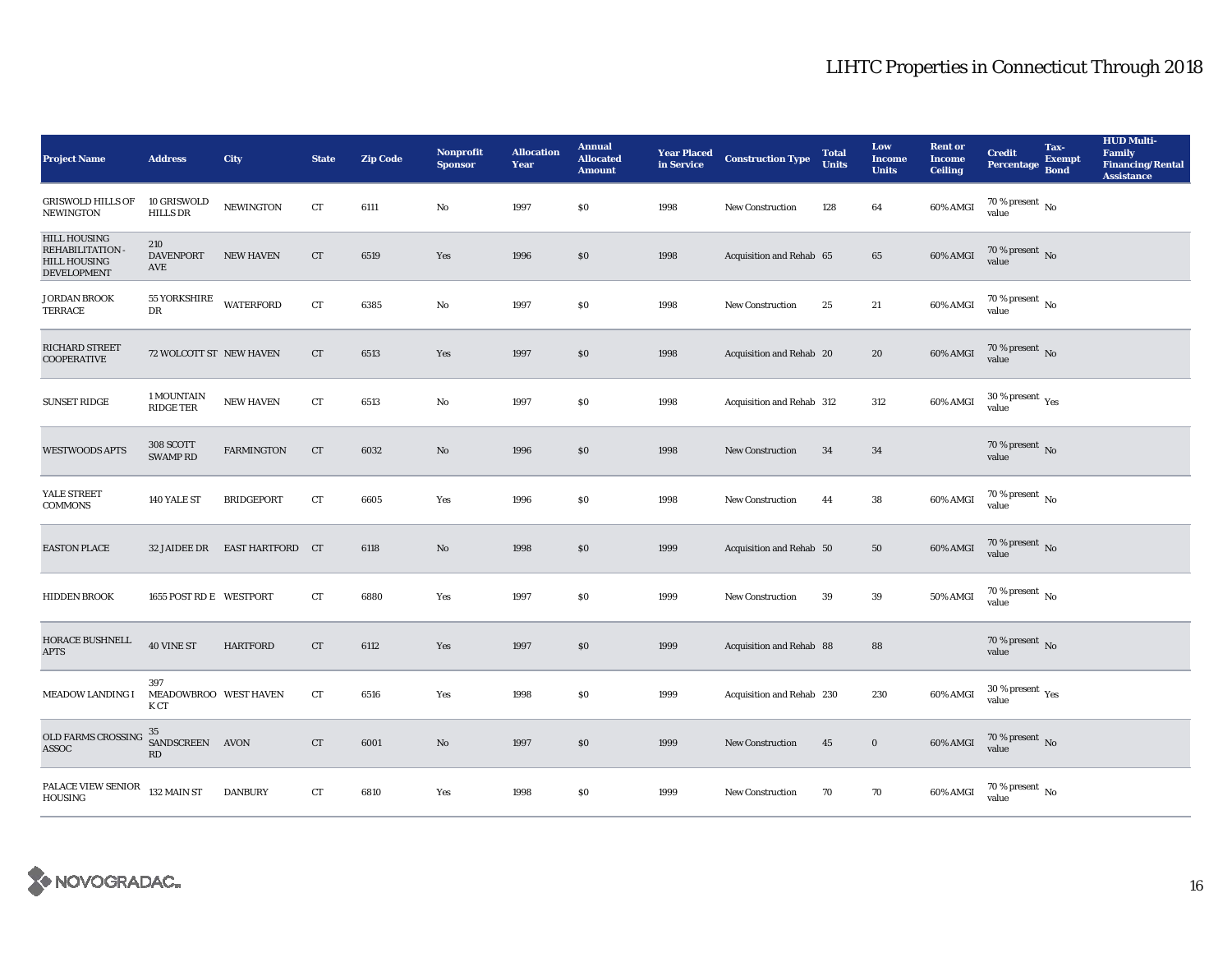# LIHTC Properties in Connecticut Through 2018

| Project Name | Address | City | State | Zip Code | Nonprofit Sponsor | Allocation Year | Annual Allocated Amount | Year Placed in Service | Construction Type | Total Units | Low Income Units | Rent or Income Ceiling | Credit Percentage | Tax-Exempt Bond | HUD Multi-Family Financing/Rental Assistance |
|---|---|---|---|---|---|---|---|---|---|---|---|---|---|---|---|
| GRISWOLD HILLS OF NEWINGTON | 10 GRISWOLD HILLS DR | NEWINGTON | CT | 6111 | No | 1997 | $0 | 1998 | New Construction | 128 | 64 | 60% AMGI | 70 % present value | No | |
| HILL HOUSING REHABILITATION - HILL HOUSING DEVELOPMENT | 210 DAVENPORT AVE | NEW HAVEN | CT | 6519 | Yes | 1996 | $0 | 1998 | Acquisition and Rehab | 65 | 65 | 60% AMGI | 70 % present value | No | |
| JORDAN BROOK TERRACE | 55 YORKSHIRE DR | WATERFORD | CT | 6385 | No | 1997 | $0 | 1998 | New Construction | 25 | 21 | 60% AMGI | 70 % present value | No | |
| RICHARD STREET COOPERATIVE | 72 WOLCOTT ST | NEW HAVEN | CT | 6513 | Yes | 1997 | $0 | 1998 | Acquisition and Rehab | 20 | 20 | 60% AMGI | 70 % present value | No | |
| SUNSET RIDGE | 1 MOUNTAIN RIDGE TER | NEW HAVEN | CT | 6513 | No | 1997 | $0 | 1998 | Acquisition and Rehab | 312 | 312 | 60% AMGI | 30 % present value | Yes | |
| WESTWOODS APTS | 308 SCOTT SWAMP RD | FARMINGTON | CT | 6032 | No | 1996 | $0 | 1998 | New Construction | 34 | 34 | | 70 % present value | No | |
| YALE STREET COMMONS | 140 YALE ST | BRIDGEPORT | CT | 6605 | Yes | 1996 | $0 | 1998 | New Construction | 44 | 38 | 60% AMGI | 70 % present value | No | |
| EASTON PLACE | 32 JAIDEE DR | EAST HARTFORD | CT | 6118 | No | 1998 | $0 | 1999 | Acquisition and Rehab | 50 | 50 | 60% AMGI | 70 % present value | No | |
| HIDDEN BROOK | 1655 POST RD E | WESTPORT | CT | 6880 | Yes | 1997 | $0 | 1999 | New Construction | 39 | 39 | 50% AMGI | 70 % present value | No | |
| HORACE BUSHNELL APTS | 40 VINE ST | HARTFORD | CT | 6112 | Yes | 1997 | $0 | 1999 | Acquisition and Rehab | 88 | 88 | | 70 % present value | No | |
| MEADOW LANDING I | 397 MEADOWBROOK CT | WEST HAVEN | CT | 6516 | Yes | 1998 | $0 | 1999 | Acquisition and Rehab | 230 | 230 | 60% AMGI | 30 % present value | Yes | |
| OLD FARMS CROSSING ASSOC | 35 SANDSCREEN RD | AVON | CT | 6001 | No | 1997 | $0 | 1999 | New Construction | 45 | 0 | 60% AMGI | 70 % present value | No | |
| PALACE VIEW SENIOR HOUSING | 132 MAIN ST | DANBURY | CT | 6810 | Yes | 1998 | $0 | 1999 | New Construction | 70 | 70 | 60% AMGI | 70 % present value | No | |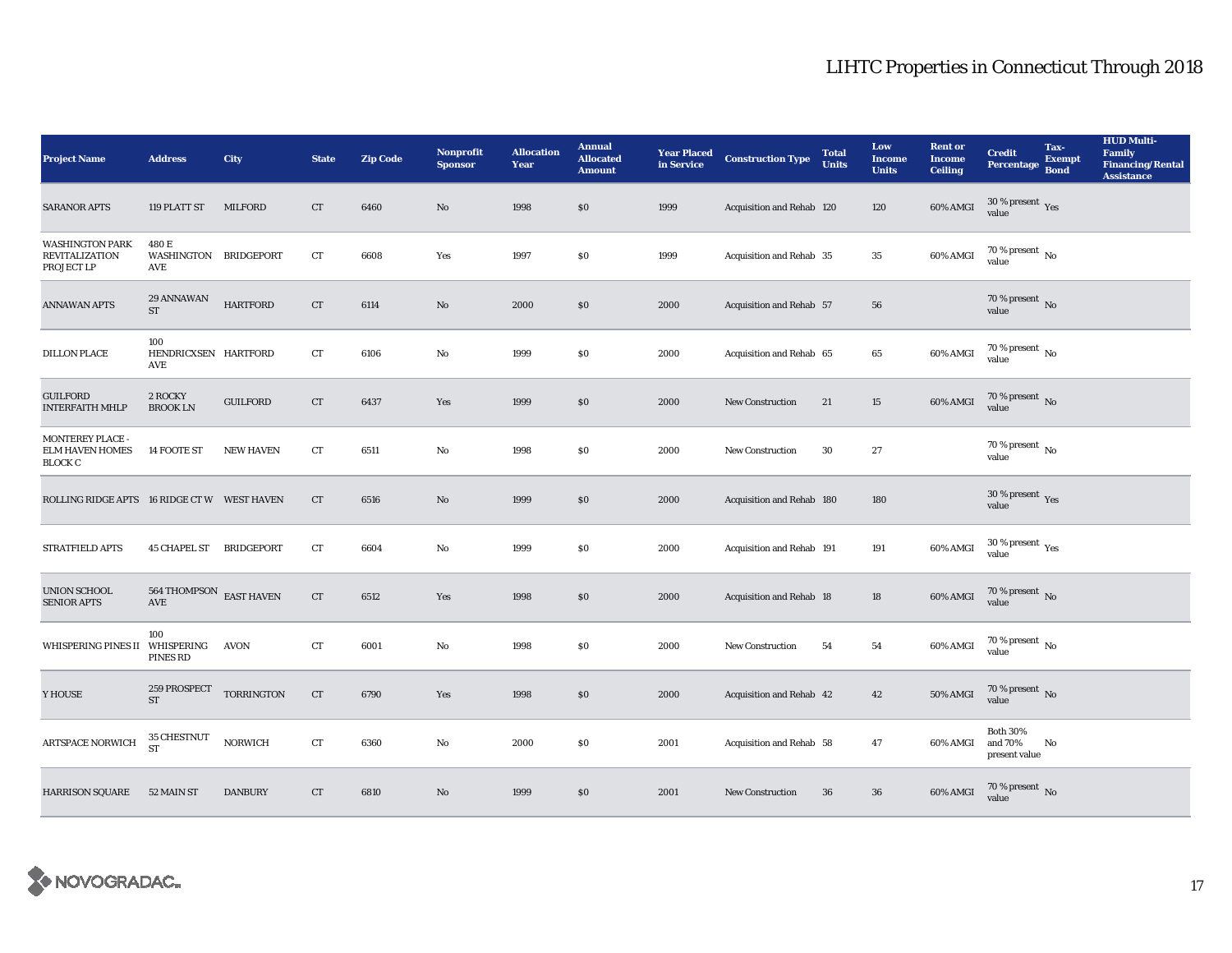# LIHTC Properties in Connecticut Through 2018

| Project Name | Address | City | State | Zip Code | Nonprofit Sponsor | Allocation Year | Annual Allocated Amount | Year Placed in Service | Construction Type | Total Units | Low Income Units | Rent or Income Ceiling | Credit Percentage | Tax-Exempt Bond | HUD Multi-Family Financing/Rental Assistance |
|---|---|---|---|---|---|---|---|---|---|---|---|---|---|---|---|
| SARANOR APTS | 119 PLATT ST | MILFORD | CT | 6460 | No | 1998 | $0 | 1999 | Acquisition and Rehab | 120 | 120 | 60% AMGI | 30 % present value | Yes | |
| WASHINGTON PARK REVITALIZATION PROJECT LP | 480 E WASHINGTON AVE | BRIDGEPORT | CT | 6608 | Yes | 1997 | $0 | 1999 | Acquisition and Rehab | 35 | 35 | 60% AMGI | 70 % present value | No | |
| ANNAWAN APTS | 29 ANNAWAN ST | HARTFORD | CT | 6114 | No | 2000 | $0 | 2000 | Acquisition and Rehab | 57 | 56 | | 70 % present value | No | |
| DILLON PLACE | 100 HENDRICXSEN AVE | HARTFORD | CT | 6106 | No | 1999 | $0 | 2000 | Acquisition and Rehab | 65 | 65 | 60% AMGI | 70 % present value | No | |
| GUILFORD INTERFAITH MHLP | 2 ROCKY BROOK LN | GUILFORD | CT | 6437 | Yes | 1999 | $0 | 2000 | New Construction | 21 | 15 | 60% AMGI | 70 % present value | No | |
| MONTEREY PLACE - ELM HAVEN HOMES BLOCK C | 14 FOOTE ST | NEW HAVEN | CT | 6511 | No | 1998 | $0 | 2000 | New Construction | 30 | 27 | | 70 % present value | No | |
| ROLLING RIDGE APTS | 16 RIDGE CT W | WEST HAVEN | CT | 6516 | No | 1999 | $0 | 2000 | Acquisition and Rehab | 180 | 180 | | 30 % present value | Yes | |
| STRATFIELD APTS | 45 CHAPEL ST | BRIDGEPORT | CT | 6604 | No | 1999 | $0 | 2000 | Acquisition and Rehab | 191 | 191 | 60% AMGI | 30 % present value | Yes | |
| UNION SCHOOL SENIOR APTS | 564 THOMPSON AVE | EAST HAVEN | CT | 6512 | Yes | 1998 | $0 | 2000 | Acquisition and Rehab | 18 | 18 | 60% AMGI | 70 % present value | No | |
| WHISPERING PINES II | 100 WHISPERING PINES RD | AVON | CT | 6001 | No | 1998 | $0 | 2000 | New Construction | 54 | 54 | 60% AMGI | 70 % present value | No | |
| Y HOUSE | 259 PROSPECT ST | TORRINGTON | CT | 6790 | Yes | 1998 | $0 | 2000 | Acquisition and Rehab | 42 | 42 | 50% AMGI | 70 % present value | No | |
| ARTSPACE NORWICH | 35 CHESTNUT ST | NORWICH | CT | 6360 | No | 2000 | $0 | 2001 | Acquisition and Rehab | 58 | 47 | 60% AMGI | Both 30% and 70% present value | No | |
| HARRISON SQUARE | 52 MAIN ST | DANBURY | CT | 6810 | No | 1999 | $0 | 2001 | New Construction | 36 | 36 | 60% AMGI | 70 % present value | No | |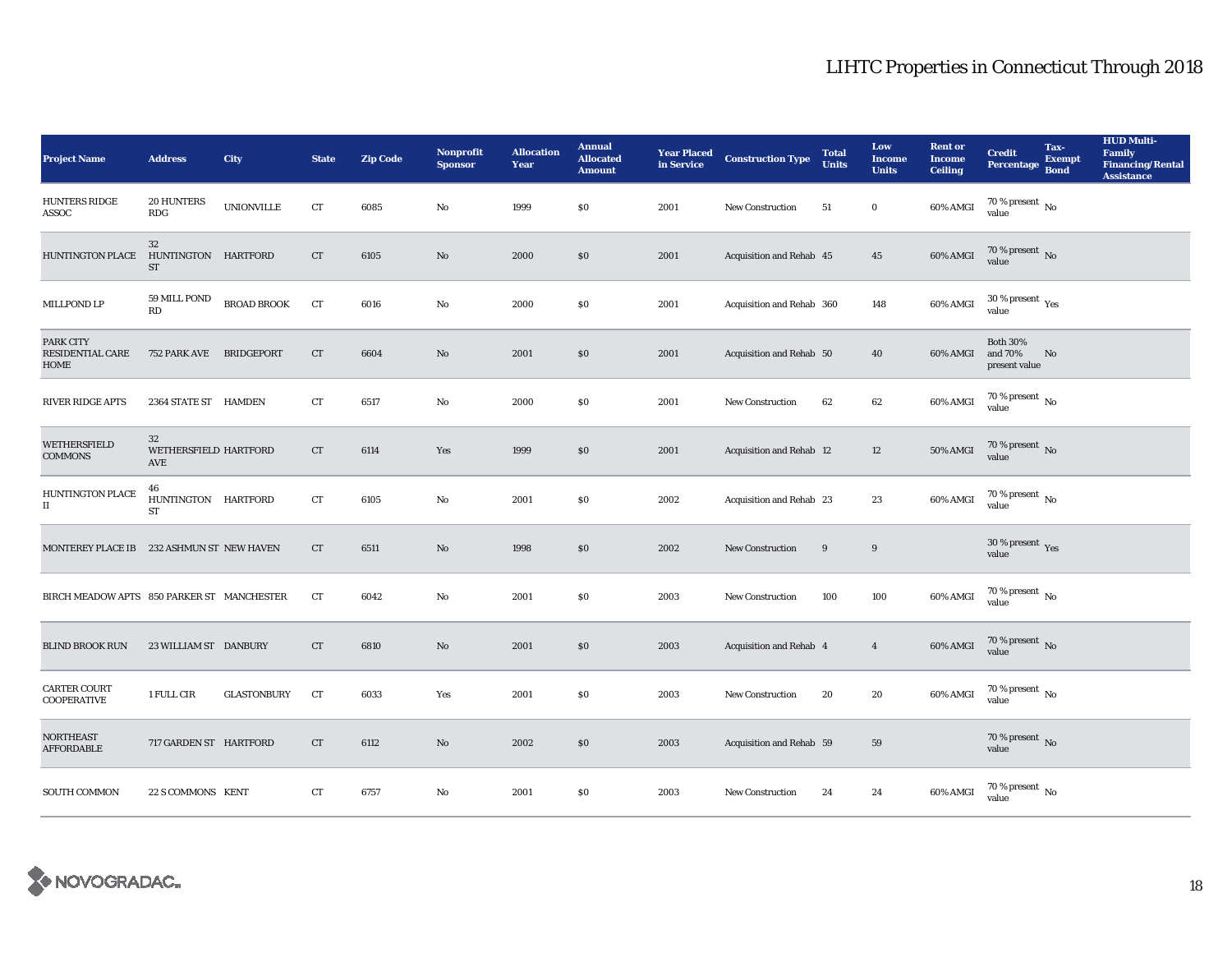# LIHTC Properties in Connecticut Through 2018

| Project Name | Address | City | State | Zip Code | Nonprofit Sponsor | Allocation Year | Annual Allocated Amount | Year Placed in Service | Construction Type | Total Units | Low Income Units | Rent or Income Ceiling | Credit Percentage | Tax-Exempt Bond | HUD Multi-Family Financing/Rental Assistance |
|---|---|---|---|---|---|---|---|---|---|---|---|---|---|---|---|
| HUNTERS RIDGE ASSOC | 20 HUNTERS RDG | UNIONVILLE | CT | 6085 | No | 1999 | $0 | 2001 | New Construction | 51 | 0 | 60% AMGI | 70 % present value | No | |
| HUNTINGTON PLACE | 32 HUNTINGTON ST | HARTFORD | CT | 6105 | No | 2000 | $0 | 2001 | Acquisition and Rehab | 45 | 45 | 60% AMGI | 70 % present value | No | |
| MILLPOND LP | 59 MILL POND RD | BROAD BROOK | CT | 6016 | No | 2000 | $0 | 2001 | Acquisition and Rehab | 360 | 148 | 60% AMGI | 30 % present value | Yes | |
| PARK CITY RESIDENTIAL CARE HOME | 752 PARK AVE | BRIDGEPORT | CT | 6604 | No | 2001 | $0 | 2001 | Acquisition and Rehab | 50 | 40 | 60% AMGI | Both 30% and 70% present value | No | |
| RIVER RIDGE APTS | 2364 STATE ST | HAMDEN | CT | 6517 | No | 2000 | $0 | 2001 | New Construction | 62 | 62 | 60% AMGI | 70 % present value | No | |
| WETHERSFIELD COMMONS | 32 WETHERSFIELD AVE | HARTFORD | CT | 6114 | Yes | 1999 | $0 | 2001 | Acquisition and Rehab | 12 | 12 | 50% AMGI | 70 % present value | No | |
| HUNTINGTON PLACE II | 46 HUNTINGTON ST | HARTFORD | CT | 6105 | No | 2001 | $0 | 2002 | Acquisition and Rehab | 23 | 23 | 60% AMGI | 70 % present value | No | |
| MONTEREY PLACE IB | 232 ASHMUN ST | NEW HAVEN | CT | 6511 | No | 1998 | $0 | 2002 | New Construction | 9 | 9 | | 30 % present value | Yes | |
| BIRCH MEADOW APTS | 850 PARKER ST | MANCHESTER | CT | 6042 | No | 2001 | $0 | 2003 | New Construction | 100 | 100 | 60% AMGI | 70 % present value | No | |
| BLIND BROOK RUN | 23 WILLIAM ST | DANBURY | CT | 6810 | No | 2001 | $0 | 2003 | Acquisition and Rehab | 4 | 4 | 60% AMGI | 70 % present value | No | |
| CARTER COURT COOPERATIVE | 1 FULL CIR | GLASTONBURY | CT | 6033 | Yes | 2001 | $0 | 2003 | New Construction | 20 | 20 | 60% AMGI | 70 % present value | No | |
| NORTHEAST AFFORDABLE | 717 GARDEN ST | HARTFORD | CT | 6112 | No | 2002 | $0 | 2003 | Acquisition and Rehab | 59 | 59 | | 70 % present value | No | |
| SOUTH COMMON | 22 S COMMONS | KENT | CT | 6757 | No | 2001 | $0 | 2003 | New Construction | 24 | 24 | 60% AMGI | 70 % present value | No | |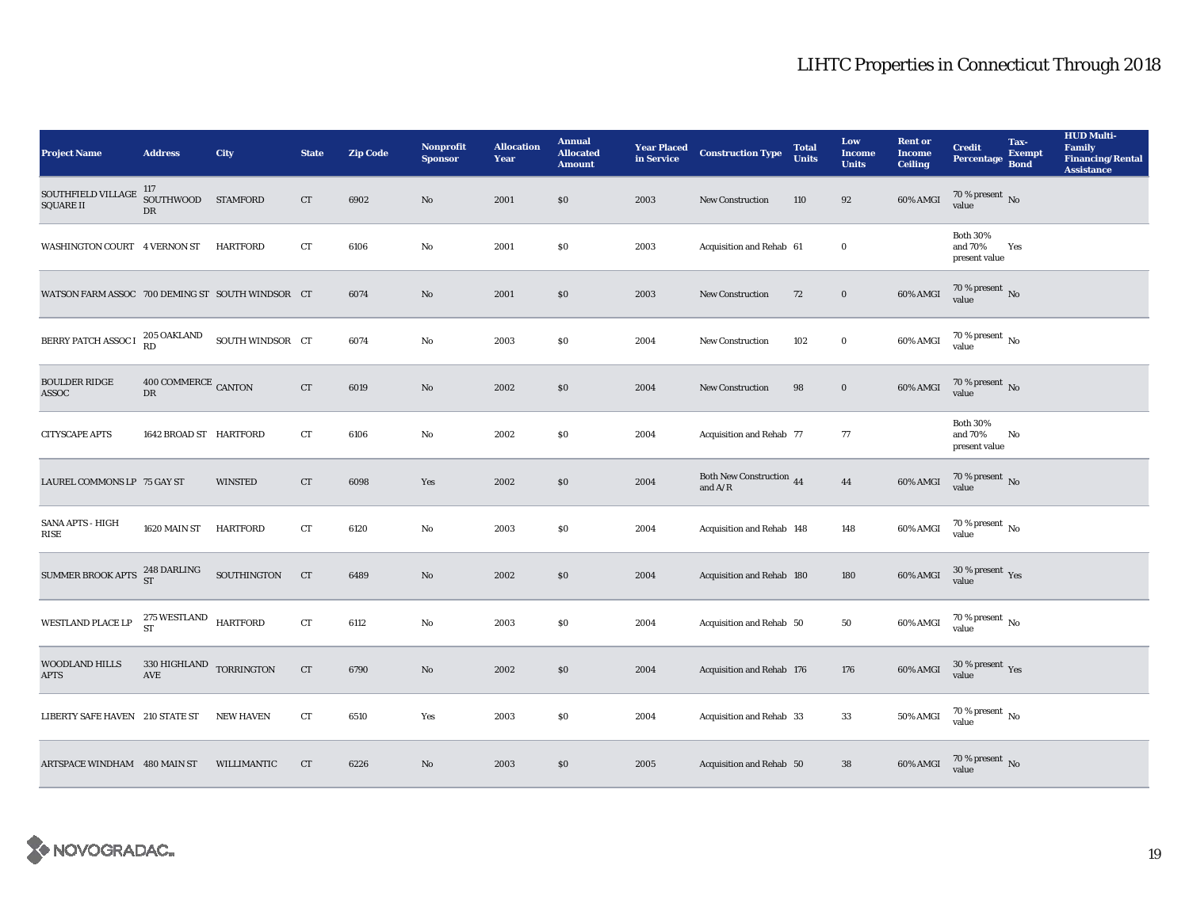# LIHTC Properties in Connecticut Through 2018

| Project Name | Address | City | State | Zip Code | Nonprofit Sponsor | Allocation Year | Annual Allocated Amount | Year Placed in Service | Construction Type | Total Units | Low Income Units | Rent or Income Ceiling | Credit Percentage | Tax-Exempt Bond | HUD Multi-Family Financing/Rental Assistance |
|---|---|---|---|---|---|---|---|---|---|---|---|---|---|---|---|
| SOUTHFIELD VILLAGE SQUARE II | 117 SOUTHWOOD DR | STAMFORD | CT | 6902 | No | 2001 | $0 | 2003 | New Construction | 110 | 92 | 60% AMGI | 70 % present value | No | |
| WASHINGTON COURT | 4 VERNON ST | HARTFORD | CT | 6106 | No | 2001 | $0 | 2003 | Acquisition and Rehab | 61 | 0 | | Both 30% and 70% present value | Yes | |
| WATSON FARM ASSOC | 700 DEMING ST | SOUTH WINDSOR | CT | 6074 | No | 2001 | $0 | 2003 | New Construction | 72 | 0 | 60% AMGI | 70 % present value | No | |
| BERRY PATCH ASSOC I | 205 OAKLAND RD | SOUTH WINDSOR | CT | 6074 | No | 2003 | $0 | 2004 | New Construction | 102 | 0 | 60% AMGI | 70 % present value | No | |
| BOULDER RIDGE ASSOC | 400 COMMERCE DR | CANTON | CT | 6019 | No | 2002 | $0 | 2004 | New Construction | 98 | 0 | 60% AMGI | 70 % present value | No | |
| CITYSCAPE APTS | 1642 BROAD ST | HARTFORD | CT | 6106 | No | 2002 | $0 | 2004 | Acquisition and Rehab | 77 | 77 | | Both 30% and 70% present value | No | |
| LAUREL COMMONS LP | 75 GAY ST | WINSTED | CT | 6098 | Yes | 2002 | $0 | 2004 | Both New Construction and A/R | 44 | 44 | 60% AMGI | 70 % present value | No | |
| SANA APTS - HIGH RISE | 1620 MAIN ST | HARTFORD | CT | 6120 | No | 2003 | $0 | 2004 | Acquisition and Rehab | 148 | 148 | 60% AMGI | 70 % present value | No | |
| SUMMER BROOK APTS | 248 DARLING ST | SOUTHINGTON | CT | 6489 | No | 2002 | $0 | 2004 | Acquisition and Rehab | 180 | 180 | 60% AMGI | 30 % present value | Yes | |
| WESTLAND PLACE LP | 275 WESTLAND ST | HARTFORD | CT | 6112 | No | 2003 | $0 | 2004 | Acquisition and Rehab | 50 | 50 | 60% AMGI | 70 % present value | No | |
| WOODLAND HILLS APTS | 330 HIGHLAND AVE | TORRINGTON | CT | 6790 | No | 2002 | $0 | 2004 | Acquisition and Rehab | 176 | 176 | 60% AMGI | 30 % present value | Yes | |
| LIBERTY SAFE HAVEN | 210 STATE ST | NEW HAVEN | CT | 6510 | Yes | 2003 | $0 | 2004 | Acquisition and Rehab | 33 | 33 | 50% AMGI | 70 % present value | No | |
| ARTSPACE WINDHAM | 480 MAIN ST | WILLIMANTIC | CT | 6226 | No | 2003 | $0 | 2005 | Acquisition and Rehab | 50 | 38 | 60% AMGI | 70 % present value | No | |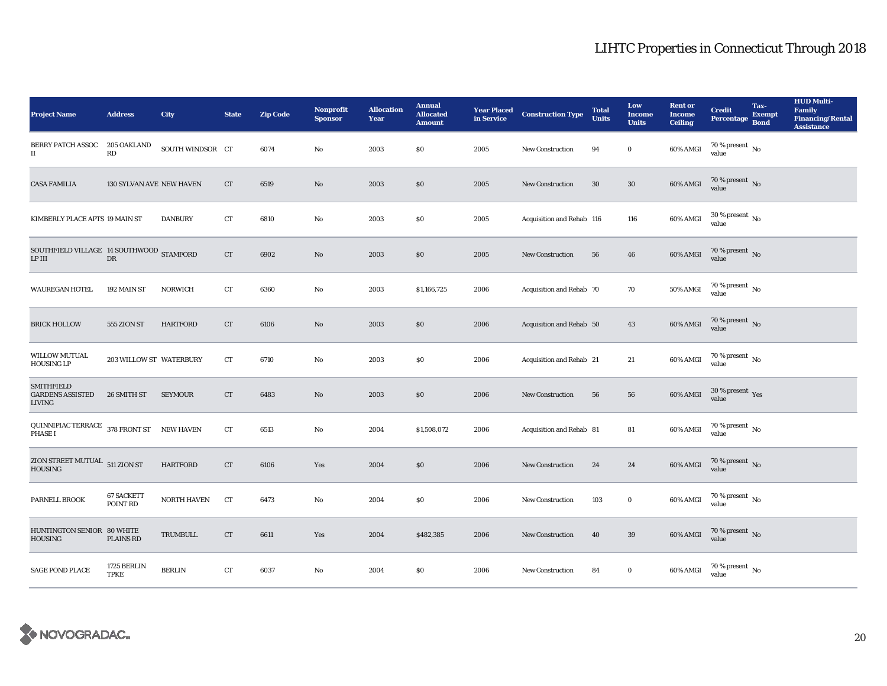# LIHTC Properties in Connecticut Through 2018

| Project Name | Address | City | State | Zip Code | Nonprofit Sponsor | Allocation Year | Annual Allocated Amount | Year Placed in Service | Construction Type | Total Units | Low Income Units | Rent or Income Ceiling | Credit Percentage | Tax-Exempt Bond | HUD Multi-Family Financing/Rental Assistance |
|---|---|---|---|---|---|---|---|---|---|---|---|---|---|---|---|
| BERRY PATCH ASSOC II | 205 OAKLAND RD | SOUTH WINDSOR | CT | 6074 | No | 2003 | $0 | 2005 | New Construction | 94 | 0 | 60% AMGI | 70 % present value | No | |
| CASA FAMILIA | 130 SYLVAN AVE | NEW HAVEN | CT | 6519 | No | 2003 | $0 | 2005 | New Construction | 30 | 30 | 60% AMGI | 70 % present value | No | |
| KIMBERLY PLACE APTS | 19 MAIN ST | DANBURY | CT | 6810 | No | 2003 | $0 | 2005 | Acquisition and Rehab | 116 | 116 | 60% AMGI | 30 % present value | No | |
| SOUTHFIELD VILLAGE LP III | 14 SOUTHWOOD DR | STAMFORD | CT | 6902 | No | 2003 | $0 | 2005 | New Construction | 56 | 46 | 60% AMGI | 70 % present value | No | |
| WAUREGAN HOTEL | 192 MAIN ST | NORWICH | CT | 6360 | No | 2003 | $1,166,725 | 2006 | Acquisition and Rehab | 70 | 70 | 50% AMGI | 70 % present value | No | |
| BRICK HOLLOW | 555 ZION ST | HARTFORD | CT | 6106 | No | 2003 | $0 | 2006 | Acquisition and Rehab | 50 | 43 | 60% AMGI | 70 % present value | No | |
| WILLOW MUTUAL HOUSING LP | 203 WILLOW ST | WATERBURY | CT | 6710 | No | 2003 | $0 | 2006 | Acquisition and Rehab | 21 | 21 | 60% AMGI | 70 % present value | No | |
| SMITHFIELD GARDENS ASSISTED LIVING | 26 SMITH ST | SEYMOUR | CT | 6483 | No | 2003 | $0 | 2006 | New Construction | 56 | 56 | 60% AMGI | 30 % present value | Yes | |
| QUINNIPIAC TERRACE PHASE I | 378 FRONT ST | NEW HAVEN | CT | 6513 | No | 2004 | $1,508,072 | 2006 | Acquisition and Rehab | 81 | 81 | 60% AMGI | 70 % present value | No | |
| ZION STREET MUTUAL HOUSING | 511 ZION ST | HARTFORD | CT | 6106 | Yes | 2004 | $0 | 2006 | New Construction | 24 | 24 | 60% AMGI | 70 % present value | No | |
| PARNELL BROOK | 67 SACKETT POINT RD | NORTH HAVEN | CT | 6473 | No | 2004 | $0 | 2006 | New Construction | 103 | 0 | 60% AMGI | 70 % present value | No | |
| HUNTINGTON SENIOR HOUSING | 80 WHITE PLAINS RD | TRUMBULL | CT | 6611 | Yes | 2004 | $482,385 | 2006 | New Construction | 40 | 39 | 60% AMGI | 70 % present value | No | |
| SAGE POND PLACE | 1725 BERLIN TPKE | BERLIN | CT | 6037 | No | 2004 | $0 | 2006 | New Construction | 84 | 0 | 60% AMGI | 70 % present value | No | |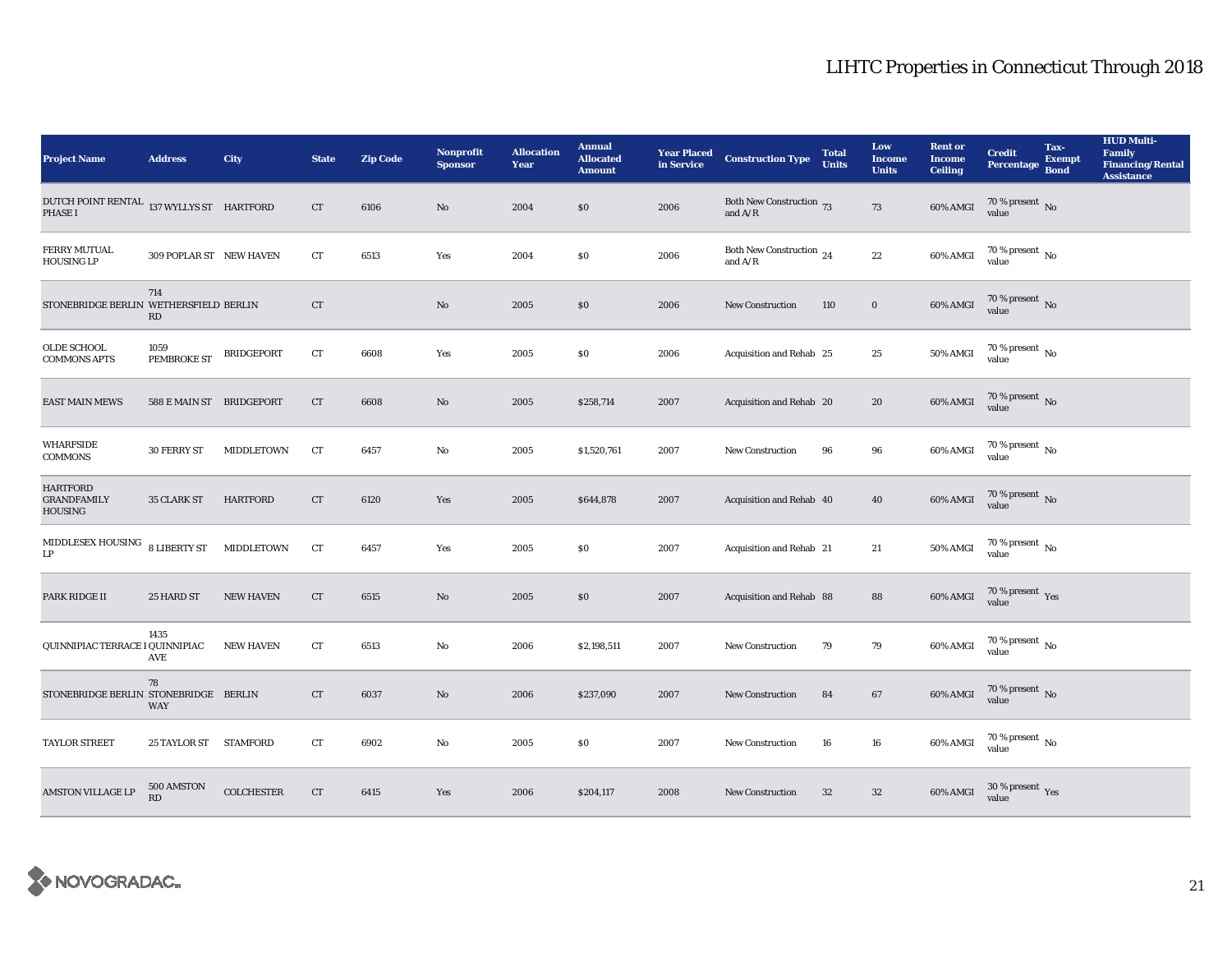# LIHTC Properties in Connecticut Through 2018

| Project Name | Address | City | State | Zip Code | Nonprofit Sponsor | Allocation Year | Annual Allocated Amount | Year Placed in Service | Construction Type | Total Units | Low Income Units | Rent or Income Ceiling | Credit Percentage | Tax-Exempt Bond | HUD Multi-Family Financing/Rental Assistance |
|---|---|---|---|---|---|---|---|---|---|---|---|---|---|---|---|
| DUTCH POINT RENTAL PHASE I | 137 WYLLYS ST | HARTFORD | CT | 6106 | No | 2004 | $0 | 2006 | Both New Construction and A/R | 73 | 73 | 60% AMGI | 70 % present value | No | |
| FERRY MUTUAL HOUSING LP | 309 POPLAR ST | NEW HAVEN | CT | 6513 | Yes | 2004 | $0 | 2006 | Both New Construction and A/R | 24 | 22 | 60% AMGI | 70 % present value | No | |
| STONEBRIDGE BERLIN | 714 WETHERSFIELD RD | BERLIN | CT | | No | 2005 | $0 | 2006 | New Construction | 110 | 0 | 60% AMGI | 70 % present value | No | |
| OLDE SCHOOL COMMONS APTS | 1059 PEMBROKE ST | BRIDGEPORT | CT | 6608 | Yes | 2005 | $0 | 2006 | Acquisition and Rehab | 25 | 25 | 50% AMGI | 70 % present value | No | |
| EAST MAIN MEWS | 588 E MAIN ST | BRIDGEPORT | CT | 6608 | No | 2005 | $258,714 | 2007 | Acquisition and Rehab | 20 | 20 | 60% AMGI | 70 % present value | No | |
| WHARFSIDE COMMONS | 30 FERRY ST | MIDDLETOWN | CT | 6457 | No | 2005 | $1,520,761 | 2007 | New Construction | 96 | 96 | 60% AMGI | 70 % present value | No | |
| HARTFORD GRANDFAMILY HOUSING | 35 CLARK ST | HARTFORD | CT | 6120 | Yes | 2005 | $644,878 | 2007 | Acquisition and Rehab | 40 | 40 | 60% AMGI | 70 % present value | No | |
| MIDDLESEX HOUSING LP | 8 LIBERTY ST | MIDDLETOWN | CT | 6457 | Yes | 2005 | $0 | 2007 | Acquisition and Rehab | 21 | 21 | 50% AMGI | 70 % present value | No | |
| PARK RIDGE II | 25 HARD ST | NEW HAVEN | CT | 6515 | No | 2005 | $0 | 2007 | Acquisition and Rehab | 88 | 88 | 60% AMGI | 70 % present value | Yes | |
| QUINNIPIAC TERRACE I | 1435 QUINNIPIAC AVE | NEW HAVEN | CT | 6513 | No | 2006 | $2,198,511 | 2007 | New Construction | 79 | 79 | 60% AMGI | 70 % present value | No | |
| STONEBRIDGE BERLIN | 78 STONEBRIDGE WAY | BERLIN | CT | 6037 | No | 2006 | $237,090 | 2007 | New Construction | 84 | 67 | 60% AMGI | 70 % present value | No | |
| TAYLOR STREET | 25 TAYLOR ST | STAMFORD | CT | 6902 | No | 2005 | $0 | 2007 | New Construction | 16 | 16 | 60% AMGI | 70 % present value | No | |
| AMSTON VILLAGE LP | 500 AMSTON RD | COLCHESTER | CT | 6415 | Yes | 2006 | $204,117 | 2008 | New Construction | 32 | 32 | 60% AMGI | 30 % present value | Yes | |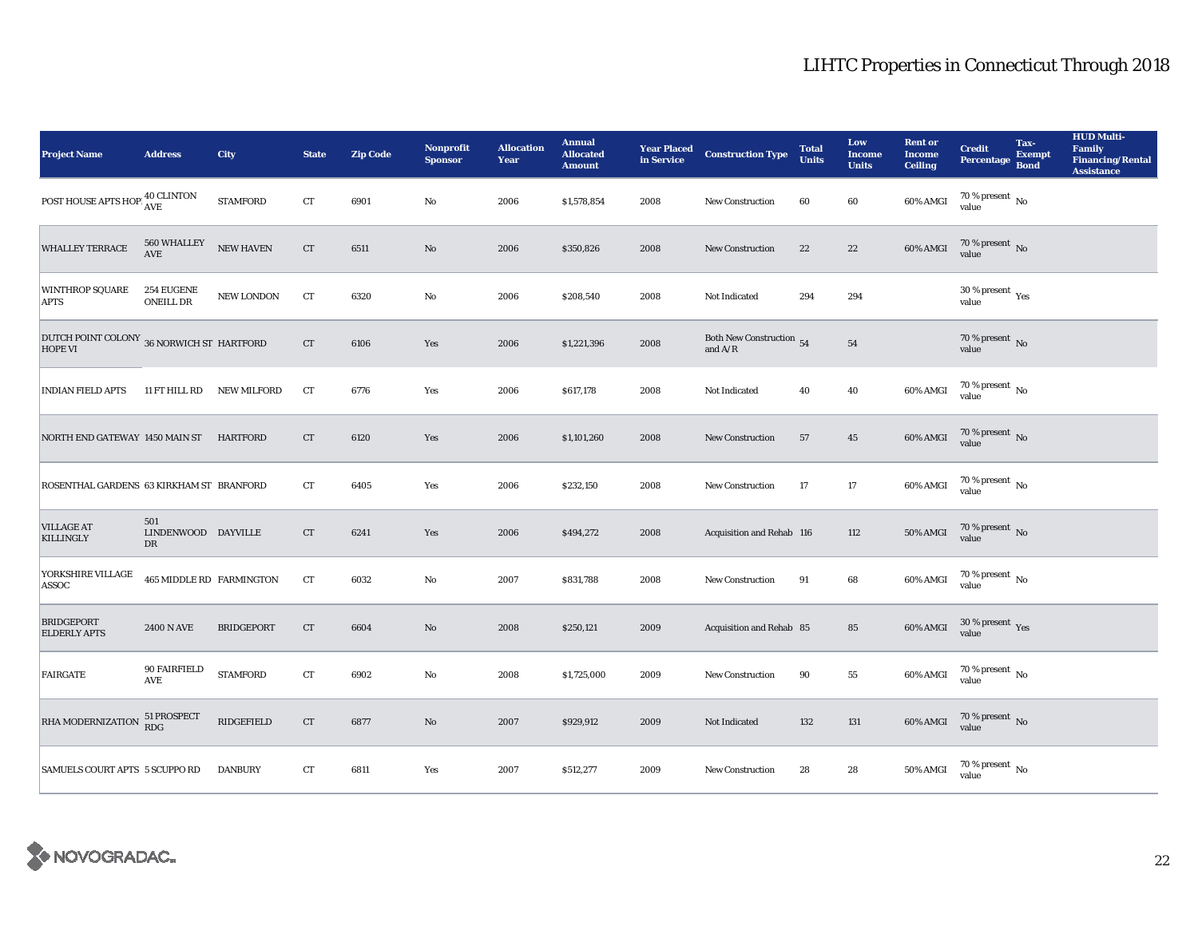# LIHTC Properties in Connecticut Through 2018

| Project Name | Address | City | State | Zip Code | Nonprofit Sponsor | Allocation Year | Annual Allocated Amount | Year Placed in Service | Construction Type | Total Units | Low Income Units | Rent or Income Ceiling | Credit Percentage | Tax-Exempt Bond | HUD Multi-Family Financing/Rental Assistance |
|---|---|---|---|---|---|---|---|---|---|---|---|---|---|---|---|
| POST HOUSE APTS HOP | 40 CLINTON AVE | STAMFORD | CT | 6901 | No | 2006 | $1,578,854 | 2008 | New Construction | 60 | 60 | 60% AMGI | 70 % present value | No | |
| WHALLEY TERRACE | 560 WHALLEY AVE | NEW HAVEN | CT | 6511 | No | 2006 | $350,826 | 2008 | New Construction | 22 | 22 | 60% AMGI | 70 % present value | No | |
| WINTHROP SQUARE APTS | 254 EUGENE ONEILL DR | NEW LONDON | CT | 6320 | No | 2006 | $208,540 | 2008 | Not Indicated | 294 | 294 | | 30 % present value | Yes | |
| DUTCH POINT COLONY HOPE VI | 36 NORWICH ST | HARTFORD | CT | 6106 | Yes | 2006 | $1,221,396 | 2008 | Both New Construction and A/R | 54 | 54 | | 70 % present value | No | |
| INDIAN FIELD APTS | 11 FT HILL RD | NEW MILFORD | CT | 6776 | Yes | 2006 | $617,178 | 2008 | Not Indicated | 40 | 40 | 60% AMGI | 70 % present value | No | |
| NORTH END GATEWAY | 1450 MAIN ST | HARTFORD | CT | 6120 | Yes | 2006 | $1,101,260 | 2008 | New Construction | 57 | 45 | 60% AMGI | 70 % present value | No | |
| ROSENTHAL GARDENS | 63 KIRKHAM ST | BRANFORD | CT | 6405 | Yes | 2006 | $232,150 | 2008 | New Construction | 17 | 17 | 60% AMGI | 70 % present value | No | |
| VILLAGE AT KILLINGLY | 501 LINDENWOOD DR | DAYVILLE | CT | 6241 | Yes | 2006 | $494,272 | 2008 | Acquisition and Rehab | 116 | 112 | 50% AMGI | 70 % present value | No | |
| YORKSHIRE VILLAGE ASSOC | 465 MIDDLE RD | FARMINGTON | CT | 6032 | No | 2007 | $831,788 | 2008 | New Construction | 91 | 68 | 60% AMGI | 70 % present value | No | |
| BRIDGEPORT ELDERLY APTS | 2400 N AVE | BRIDGEPORT | CT | 6604 | No | 2008 | $250,121 | 2009 | Acquisition and Rehab | 85 | 85 | 60% AMGI | 30 % present value | Yes | |
| FAIRGATE | 90 FAIRFIELD AVE | STAMFORD | CT | 6902 | No | 2008 | $1,725,000 | 2009 | New Construction | 90 | 55 | 60% AMGI | 70 % present value | No | |
| RHA MODERNIZATION | 51 PROSPECT RDG | RIDGEFIELD | CT | 6877 | No | 2007 | $929,912 | 2009 | Not Indicated | 132 | 131 | 60% AMGI | 70 % present value | No | |
| SAMUELS COURT APTS | 5 SCUPPO RD | DANBURY | CT | 6811 | Yes | 2007 | $512,277 | 2009 | New Construction | 28 | 28 | 50% AMGI | 70 % present value | No | |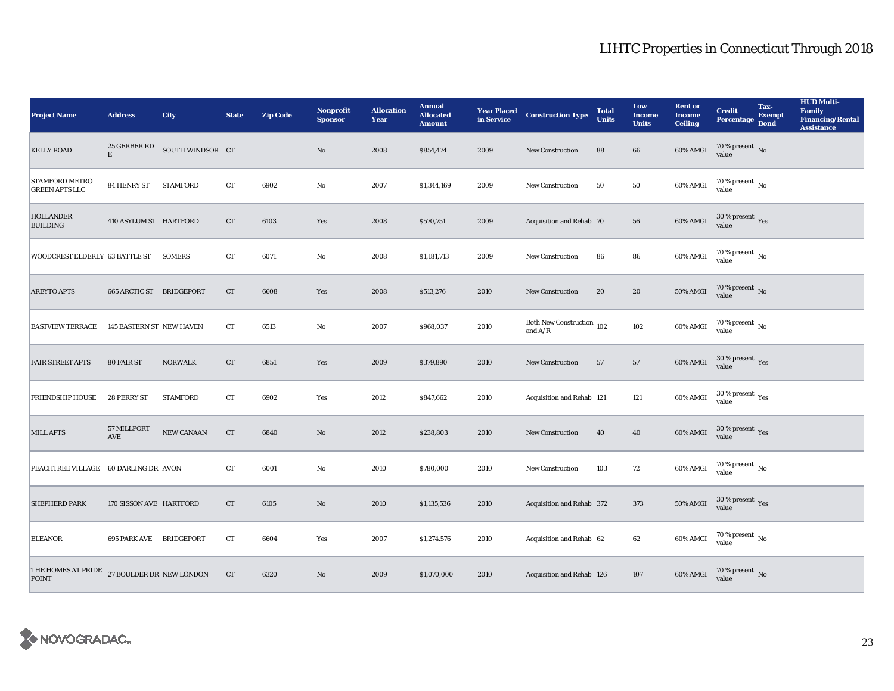# LIHTC Properties in Connecticut Through 2018

| Project Name | Address | City | State | Zip Code | Nonprofit Sponsor | Allocation Year | Annual Allocated Amount | Year Placed in Service | Construction Type | Total Units | Low Income Units | Rent or Income Ceiling | Credit Percentage | Tax-Exempt Bond | HUD Multi-Family Financing/Rental Assistance |
|---|---|---|---|---|---|---|---|---|---|---|---|---|---|---|---|
| KELLY ROAD | 25 GERBER RD E | SOUTH WINDSOR | CT | | No | 2008 | $854,474 | 2009 | New Construction | 88 | 66 | 60% AMGI | 70 % present value | No | |
| STAMFORD METRO GREEN APTS LLC | 84 HENRY ST | STAMFORD | CT | 6902 | No | 2007 | $1,344,169 | 2009 | New Construction | 50 | 50 | 60% AMGI | 70 % present value | No | |
| HOLLANDER BUILDING | 410 ASYLUM ST | HARTFORD | CT | 6103 | Yes | 2008 | $570,751 | 2009 | Acquisition and Rehab | 70 | 56 | 60% AMGI | 30 % present value | Yes | |
| WOODCREST ELDERLY | 63 BATTLE ST | SOMERS | CT | 6071 | No | 2008 | $1,181,713 | 2009 | New Construction | 86 | 86 | 60% AMGI | 70 % present value | No | |
| AREYTO APTS | 665 ARCTIC ST | BRIDGEPORT | CT | 6608 | Yes | 2008 | $513,276 | 2010 | New Construction | 20 | 20 | 50% AMGI | 70 % present value | No | |
| EASTVIEW TERRACE | 145 EASTERN ST | NEW HAVEN | CT | 6513 | No | 2007 | $968,037 | 2010 | Both New Construction and A/R | 102 | 102 | 60% AMGI | 70 % present value | No | |
| FAIR STREET APTS | 80 FAIR ST | NORWALK | CT | 6851 | Yes | 2009 | $379,890 | 2010 | New Construction | 57 | 57 | 60% AMGI | 30 % present value | Yes | |
| FRIENDSHIP HOUSE | 28 PERRY ST | STAMFORD | CT | 6902 | Yes | 2012 | $847,662 | 2010 | Acquisition and Rehab | 121 | 121 | 60% AMGI | 30 % present value | Yes | |
| MILL APTS | 57 MILLPORT AVE | NEW CANAAN | CT | 6840 | No | 2012 | $238,803 | 2010 | New Construction | 40 | 40 | 60% AMGI | 30 % present value | Yes | |
| PEACHTREE VILLAGE | 60 DARLING DR | AVON | CT | 6001 | No | 2010 | $780,000 | 2010 | New Construction | 103 | 72 | 60% AMGI | 70 % present value | No | |
| SHEPHERD PARK | 170 SISSON AVE | HARTFORD | CT | 6105 | No | 2010 | $1,135,536 | 2010 | Acquisition and Rehab | 372 | 373 | 50% AMGI | 30 % present value | Yes | |
| ELEANOR | 695 PARK AVE | BRIDGEPORT | CT | 6604 | Yes | 2007 | $1,274,576 | 2010 | Acquisition and Rehab | 62 | 62 | 60% AMGI | 70 % present value | No | |
| THE HOMES AT PRIDE POINT | 27 BOULDER DR | NEW LONDON | CT | 6320 | No | 2009 | $1,070,000 | 2010 | Acquisition and Rehab | 126 | 107 | 60% AMGI | 70 % present value | No | |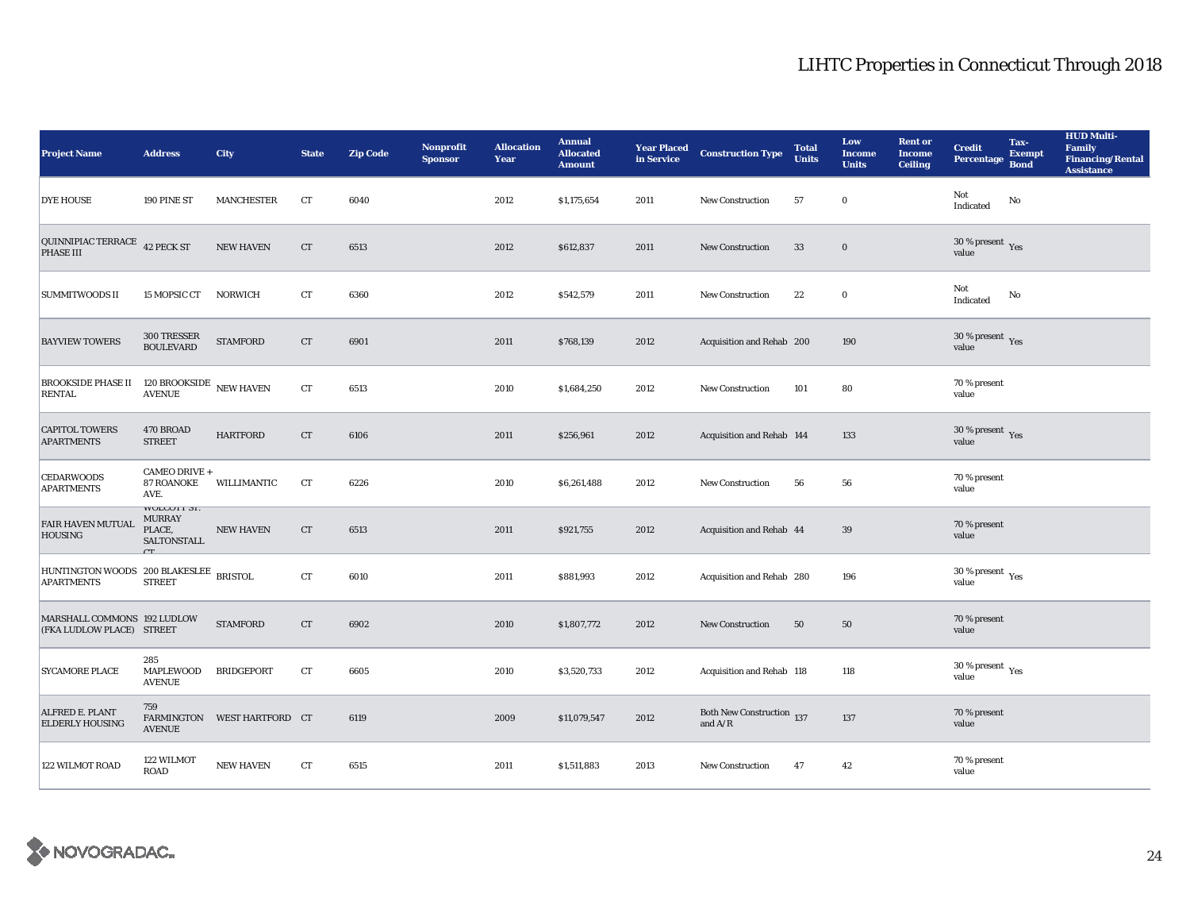# LIHTC Properties in Connecticut Through 2018

| Project Name | Address | City | State | Zip Code | Nonprofit Sponsor | Allocation Year | Annual Allocated Amount | Year Placed in Service | Construction Type | Total Units | Low Income Units | Rent or Income Ceiling | Credit Percentage | Tax-Exempt Bond | HUD Multi-Family Financing/Rental Assistance |
|---|---|---|---|---|---|---|---|---|---|---|---|---|---|---|---|
| DYE HOUSE | 190 PINE ST | MANCHESTER | CT | 6040 | | 2012 | $1,175,654 | 2011 | New Construction | 57 | 0 | | Not Indicated | No | |
| QUINNIPIAC TERRACE PHASE III | 42 PECK ST | NEW HAVEN | CT | 6513 | | 2012 | $612,837 | 2011 | New Construction | 33 | 0 | | 30 % present value | Yes | |
| SUMMITWOODS II | 15 MOPSIC CT | NORWICH | CT | 6360 | | 2012 | $542,579 | 2011 | New Construction | 22 | 0 | | Not Indicated | No | |
| BAYVIEW TOWERS | 300 TRESSER BOULEVARD | STAMFORD | CT | 6901 | | 2011 | $768,139 | 2012 | Acquisition and Rehab | 200 | 190 | | 30 % present value | Yes | |
| BROOKSIDE PHASE II RENTAL | 120 BROOKSIDE AVENUE | NEW HAVEN | CT | 6513 | | 2010 | $1,684,250 | 2012 | New Construction | 101 | 80 | | 70 % present value | | |
| CAPITOL TOWERS APARTMENTS | 470 BROAD STREET | HARTFORD | CT | 6106 | | 2011 | $256,961 | 2012 | Acquisition and Rehab | 144 | 133 | | 30 % present value | Yes | |
| CEDARWOODS APARTMENTS | CAMEO DRIVE + 87 ROANOKE AVE. | WILLIMANTIC | CT | 6226 | | 2010 | $6,261,488 | 2012 | New Construction | 56 | 56 | | 70 % present value | | |
| FAIR HAVEN MUTUAL HOUSING | WOLCOTT ST. MURRAY PLACE, SALTONSTALL CT | NEW HAVEN | CT | 6513 | | 2011 | $921,755 | 2012 | Acquisition and Rehab | 44 | 39 | | 70 % present value | | |
| HUNTINGTON WOODS APARTMENTS | 200 BLAKESLEE STREET | BRISTOL | CT | 6010 | | 2011 | $881,993 | 2012 | Acquisition and Rehab | 280 | 196 | | 30 % present value | Yes | |
| MARSHALL COMMONS (FKA LUDLOW PLACE) | 192 LUDLOW STREET | STAMFORD | CT | 6902 | | 2010 | $1,807,772 | 2012 | New Construction | 50 | 50 | | 70 % present value | | |
| SYCAMORE PLACE | 285 MAPLEWOOD AVENUE | BRIDGEPORT | CT | 6605 | | 2010 | $3,520,733 | 2012 | Acquisition and Rehab | 118 | 118 | | 30 % present value | Yes | |
| ALFRED E. PLANT ELDERLY HOUSING | 759 FARMINGTON AVENUE | WEST HARTFORD | CT | 6119 | | 2009 | $11,079,547 | 2012 | Both New Construction and A/R | 137 | 137 | | 70 % present value | | |
| 122 WILMOT ROAD | 122 WILMOT ROAD | NEW HAVEN | CT | 6515 | | 2011 | $1,511,883 | 2013 | New Construction | 47 | 42 | | 70 % present value | | |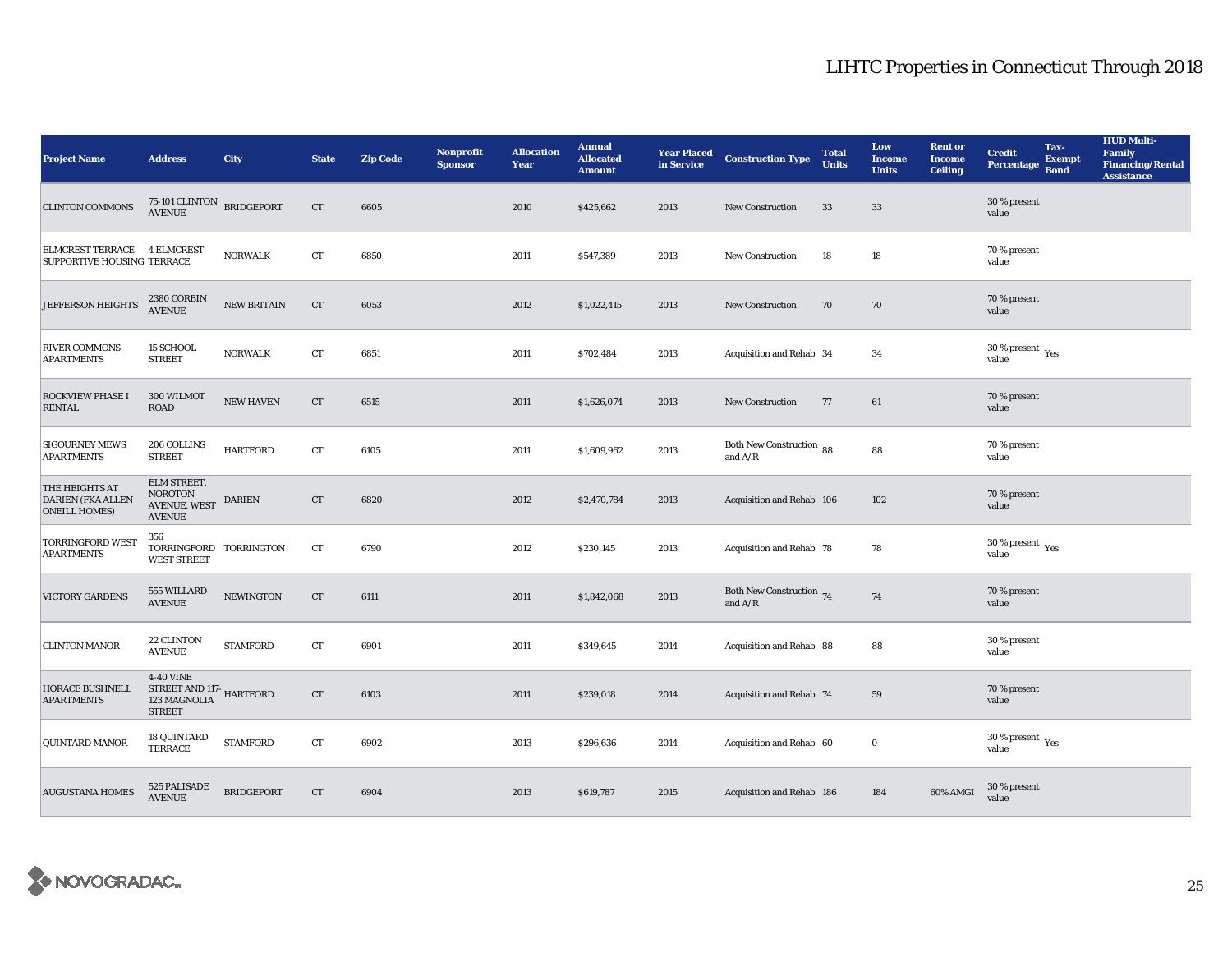# LIHTC Properties in Connecticut Through 2018

| Project Name | Address | City | State | Zip Code | Nonprofit Sponsor | Allocation Year | Annual Allocated Amount | Year Placed in Service | Construction Type | Total Units | Low Income Units | Rent or Income Ceiling | Credit Percentage | Tax-Exempt Bond | HUD Multi-Family Financing/Rental Assistance |
|---|---|---|---|---|---|---|---|---|---|---|---|---|---|---|---|
| CLINTON COMMONS | 75-101 CLINTON AVENUE | BRIDGEPORT | CT | 6605 | | 2010 | $425,662 | 2013 | New Construction | 33 | 33 | | 30 % present value | | |
| ELMCREST TERRACE SUPPORTIVE HOUSING | 4 ELMCREST TERRACE | NORWALK | CT | 6850 | | 2011 | $547,389 | 2013 | New Construction | 18 | 18 | | 70 % present value | | |
| JEFFERSON HEIGHTS | 2380 CORBIN AVENUE | NEW BRITAIN | CT | 6053 | | 2012 | $1,022,415 | 2013 | New Construction | 70 | 70 | | 70 % present value | | |
| RIVER COMMONS APARTMENTS | 15 SCHOOL STREET | NORWALK | CT | 6851 | | 2011 | $702,484 | 2013 | Acquisition and Rehab | 34 | 34 | | 30 % present value | Yes | |
| ROCKVIEW PHASE I RENTAL | 300 WILMOT ROAD | NEW HAVEN | CT | 6515 | | 2011 | $1,626,074 | 2013 | New Construction | 77 | 61 | | 70 % present value | | |
| SIGOURNEY MEWS APARTMENTS | 206 COLLINS STREET | HARTFORD | CT | 6105 | | 2011 | $1,609,962 | 2013 | Both New Construction and A/R | 88 | 88 | | 70 % present value | | |
| THE HEIGHTS AT DARIEN (FKA ALLEN ONEILL HOMES) | ELM STREET, NOROTON AVENUE, WEST AVENUE | DARIEN | CT | 6820 | | 2012 | $2,470,784 | 2013 | Acquisition and Rehab | 106 | 102 | | 70 % present value | | |
| TORRINGFORD WEST APARTMENTS | 356 TORRINGFORD WEST STREET | TORRINGTON | CT | 6790 | | 2012 | $230,145 | 2013 | Acquisition and Rehab | 78 | 78 | | 30 % present value | Yes | |
| VICTORY GARDENS | 555 WILLARD AVENUE | NEWINGTON | CT | 6111 | | 2011 | $1,842,068 | 2013 | Both New Construction and A/R | 74 | 74 | | 70 % present value | | |
| CLINTON MANOR | 22 CLINTON AVENUE | STAMFORD | CT | 6901 | | 2011 | $349,645 | 2014 | Acquisition and Rehab | 88 | 88 | | 30 % present value | | |
| HORACE BUSHNELL APARTMENTS | 4-40 VINE STREET AND 117-123 MAGNOLIA STREET | HARTFORD | CT | 6103 | | 2011 | $239,018 | 2014 | Acquisition and Rehab | 74 | 59 | | 70 % present value | | |
| QUINTARD MANOR | 18 QUINTARD TERRACE | STAMFORD | CT | 6902 | | 2013 | $296,636 | 2014 | Acquisition and Rehab | 60 | 0 | | 30 % present value | Yes | |
| AUGUSTANA HOMES | 525 PALISADE AVENUE | BRIDGEPORT | CT | 6904 | | 2013 | $619,787 | 2015 | Acquisition and Rehab | 186 | 184 | 60% AMGI | 30 % present value | | |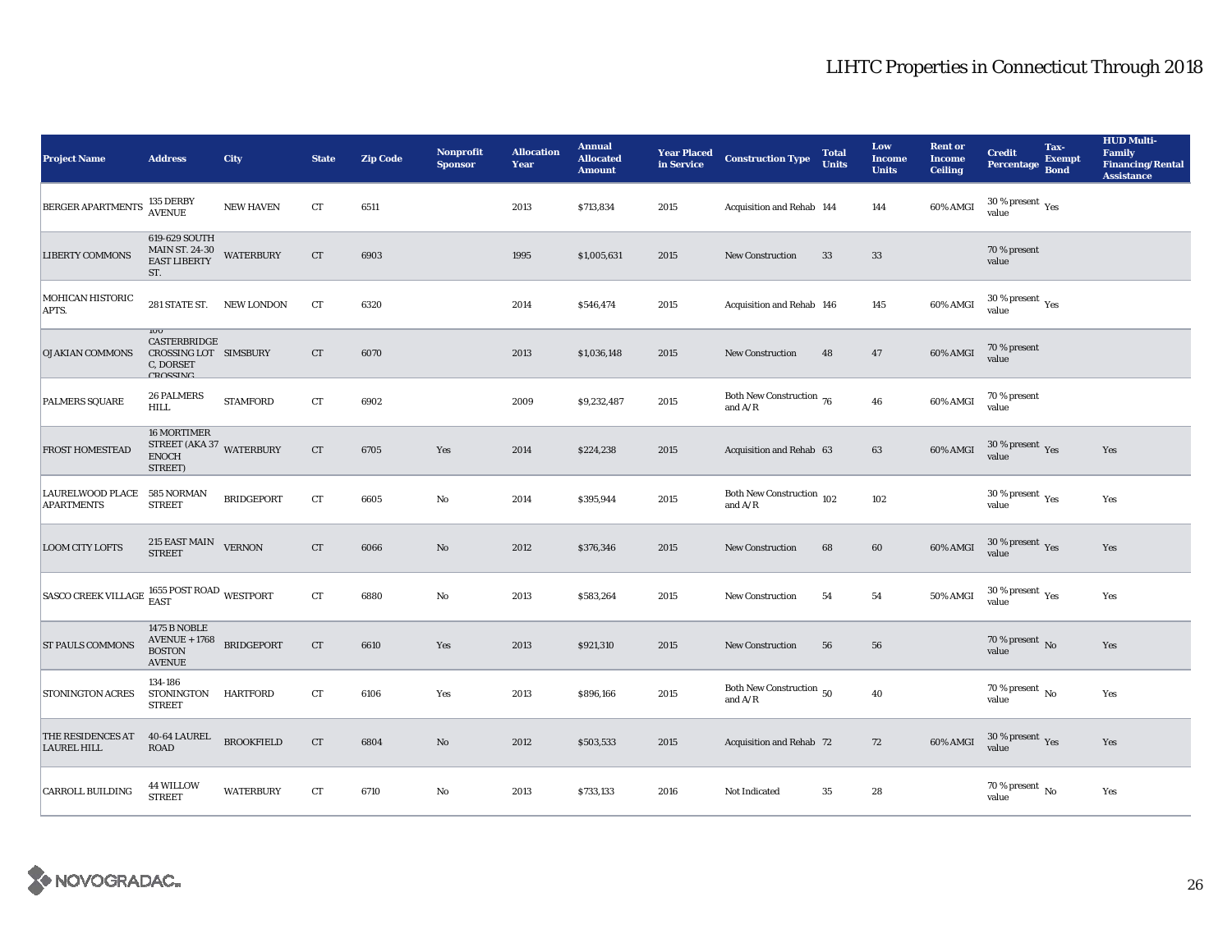# LIHTC Properties in Connecticut Through 2018

| Project Name | Address | City | State | Zip Code | Nonprofit Sponsor | Allocation Year | Annual Allocated Amount | Year Placed in Service | Construction Type | Total Units | Low Income Units | Rent or Income Ceiling | Credit Percentage | Tax-Exempt Bond | HUD Multi-Family Financing/Rental Assistance |
|---|---|---|---|---|---|---|---|---|---|---|---|---|---|---|---|
| BERGER APARTMENTS | 135 DERBY AVENUE | NEW HAVEN | CT | 6511 | | 2013 | $713,834 | 2015 | Acquisition and Rehab | 144 | 144 | 60% AMGI | 30 % present value | Yes | |
| LIBERTY COMMONS | 619-629 SOUTH MAIN ST. 24-30 EAST LIBERTY ST. | WATERBURY | CT | 6903 | | 1995 | $1,005,631 | 2015 | New Construction | 33 | 33 | | 70 % present value | | |
| MOHICAN HISTORIC APTS. | 281 STATE ST. | NEW LONDON | CT | 6320 | | 2014 | $546,474 | 2015 | Acquisition and Rehab | 146 | 145 | 60% AMGI | 30 % present value | Yes | |
| OJAKIAN COMMONS | 100 CASTERBRIDGE CROSSING LOT C, DORSET CROSSING | SIMSBURY | CT | 6070 | | 2013 | $1,036,148 | 2015 | New Construction | 48 | 47 | 60% AMGI | 70 % present value | | |
| PALMERS SQUARE | 26 PALMERS HILL | STAMFORD | CT | 6902 | | 2009 | $9,232,487 | 2015 | Both New Construction and A/R | 76 | 46 | 60% AMGI | 70 % present value | | |
| FROST HOMESTEAD | 16 MORTIMER STREET (AKA 37 ENOCH STREET) | WATERBURY | CT | 6705 | Yes | 2014 | $224,238 | 2015 | Acquisition and Rehab | 63 | 63 | 60% AMGI | 30 % present value | Yes | Yes |
| LAURELWOOD PLACE APARTMENTS | 585 NORMAN STREET | BRIDGEPORT | CT | 6605 | No | 2014 | $395,944 | 2015 | Both New Construction and A/R | 102 | 102 | | 30 % present value | Yes | Yes |
| LOOM CITY LOFTS | 215 EAST MAIN STREET | VERNON | CT | 6066 | No | 2012 | $376,346 | 2015 | New Construction | 68 | 60 | 60% AMGI | 30 % present value | Yes | Yes |
| SASCO CREEK VILLAGE | 1655 POST ROAD EAST | WESTPORT | CT | 6880 | No | 2013 | $583,264 | 2015 | New Construction | 54 | 54 | 50% AMGI | 30 % present value | Yes | Yes |
| ST PAULS COMMONS | 1475 B NOBLE AVENUE + 1768 BOSTON AVENUE | BRIDGEPORT | CT | 6610 | Yes | 2013 | $921,310 | 2015 | New Construction | 56 | 56 | | 70 % present value | No | Yes |
| STONINGTON ACRES | 134-186 STONINGTON STREET | HARTFORD | CT | 6106 | Yes | 2013 | $896,166 | 2015 | Both New Construction and A/R | 50 | 40 | | 70 % present value | No | Yes |
| THE RESIDENCES AT LAUREL HILL | 40-64 LAUREL ROAD | BROOKFIELD | CT | 6804 | No | 2012 | $503,533 | 2015 | Acquisition and Rehab | 72 | 72 | 60% AMGI | 30 % present value | Yes | Yes |
| CARROLL BUILDING | 44 WILLOW STREET | WATERBURY | CT | 6710 | No | 2013 | $733,133 | 2016 | Not Indicated | 35 | 28 | | 70 % present value | No | Yes |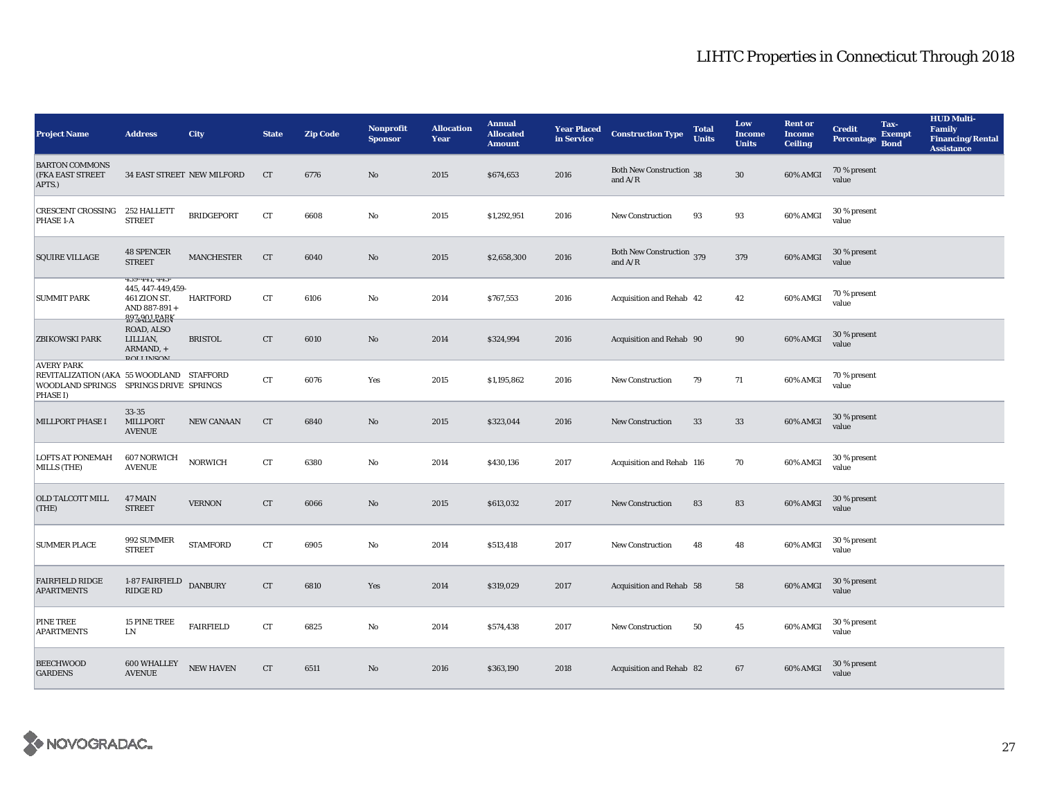# LIHTC Properties in Connecticut Through 2018

| Project Name | Address | City | State | Zip Code | Nonprofit Sponsor | Allocation Year | Annual Allocated Amount | Year Placed in Service | Construction Type | Total Units | Low Income Units | Rent or Income Ceiling | Credit Percentage | Tax-Exempt Bond | HUD Multi-Family Financing/Rental Assistance |
|---|---|---|---|---|---|---|---|---|---|---|---|---|---|---|---|
| BARTON COMMONS (FKA EAST STREET APTS.) | 34 EAST STREET | NEW MILFORD | CT | 6776 | No | 2015 | $674,653 | 2016 | Both New Construction and A/R | 38 | 30 | 60% AMGI | 70 % present value | | |
| CRESCENT CROSSING PHASE 1-A | 252 HALLETT STREET | BRIDGEPORT | CT | 6608 | No | 2015 | $1,292,951 | 2016 | New Construction | 93 | 93 | 60% AMGI | 30 % present value | | |
| SQUIRE VILLAGE | 48 SPENCER STREET | MANCHESTER | CT | 6040 | No | 2015 | $2,658,300 | 2016 | Both New Construction and A/R | 379 | 379 | 60% AMGI | 30 % present value | | |
| SUMMIT PARK | 439-441, 443-445, 447-449,459-461 ZION ST. AND 887-891 + 897-901 PARK | HARTFORD | CT | 6106 | No | 2014 | $767,553 | 2016 | Acquisition and Rehab | 42 | 42 | 60% AMGI | 70 % present value | | |
| ZBIKOWSKI PARK | 10 SALLADIN ROAD, ALSO LILLIAN, ARMAND, + ROLLINSON | BRISTOL | CT | 6010 | No | 2014 | $324,994 | 2016 | Acquisition and Rehab | 90 | 90 | 60% AMGI | 30 % present value | | |
| AVERY PARK REVITALIZATION (AKA WOODLAND SPRINGS PHASE I) | 55 WOODLAND SPRINGS DRIVE | STAFFORD SPRINGS | CT | 6076 | Yes | 2015 | $1,195,862 | 2016 | New Construction | 79 | 71 | 60% AMGI | 70 % present value | | |
| MILLPORT PHASE I | 33-35 MILLPORT AVENUE | NEW CANAAN | CT | 6840 | No | 2015 | $323,044 | 2016 | New Construction | 33 | 33 | 60% AMGI | 30 % present value | | |
| LOFTS AT PONEMAH MILLS (THE) | 607 NORWICH AVENUE | NORWICH | CT | 6380 | No | 2014 | $430,136 | 2017 | Acquisition and Rehab | 116 | 70 | 60% AMGI | 30 % present value | | |
| OLD TALCOTT MILL (THE) | 47 MAIN STREET | VERNON | CT | 6066 | No | 2015 | $613,032 | 2017 | New Construction | 83 | 83 | 60% AMGI | 30 % present value | | |
| SUMMER PLACE | 992 SUMMER STREET | STAMFORD | CT | 6905 | No | 2014 | $513,418 | 2017 | New Construction | 48 | 48 | 60% AMGI | 30 % present value | | |
| FAIRFIELD RIDGE APARTMENTS | 1-87 FAIRFIELD RIDGE RD | DANBURY | CT | 6810 | Yes | 2014 | $319,029 | 2017 | Acquisition and Rehab | 58 | 58 | 60% AMGI | 30 % present value | | |
| PINE TREE APARTMENTS | 15 PINE TREE LN | FAIRFIELD | CT | 6825 | No | 2014 | $574,438 | 2017 | New Construction | 50 | 45 | 60% AMGI | 30 % present value | | |
| BEECHWOOD GARDENS | 600 WHALLEY AVENUE | NEW HAVEN | CT | 6511 | No | 2016 | $363,190 | 2018 | Acquisition and Rehab | 82 | 67 | 60% AMGI | 30 % present value | | |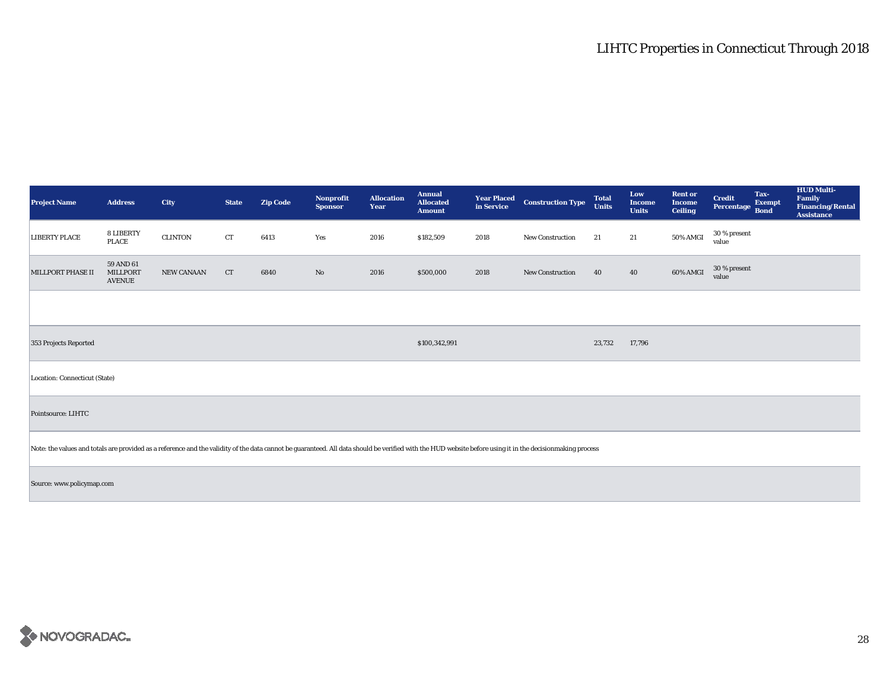| Project Name | Address | City | State | Zip Code | Nonprofit Sponsor | Allocation Year | Annual Allocated Amount | Year Placed in Service | Construction Type | Total Units | Low Income Units | Rent or Income Ceiling | Credit Percentage | Tax-Exempt Bond | HUD Multi-Family Financing/Rental Assistance |
|---|---|---|---|---|---|---|---|---|---|---|---|---|---|---|---|
| LIBERTY PLACE | 8 LIBERTY PLACE | CLINTON | CT | 6413 | Yes | 2016 | $182,509 | 2018 | New Construction | 21 | 21 | 50% AMGI | 30 % present value | | |
| MILLPORT PHASE II | 59 AND 61 MILLPORT AVENUE | NEW CANAAN | CT | 6840 | No | 2016 | $500,000 | 2018 | New Construction | 40 | 40 | 60% AMGI | 30 % present value | | |
| | | | | | | | | | | | | | | | |
| 353 Projects Reported | | | | | | | $100,342,991 | | | 23,732 | 17,796 | | | | |

Location: Connecticut (State)

Pointsource: LIHTC

Note: the values and totals are provided as a reference and the validity of the data cannot be guaranteed. All data should be verified with the HUD website before using it in the decisionmaking process

Source: www.policymap.com